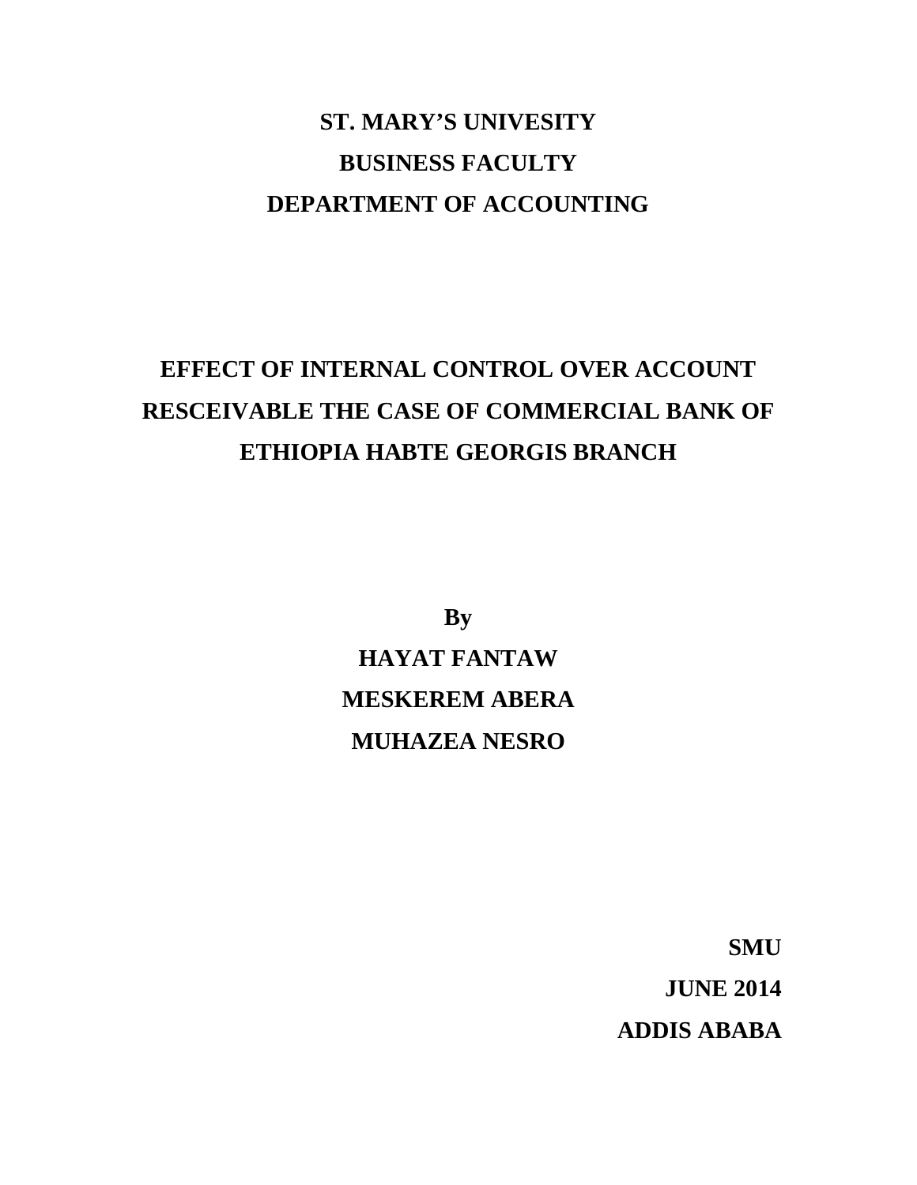**ST. MARY'S UNIVESITY**

**BUSINESS FACULTY**

**DEPARTMENT OF ACCOUNTING**

# EFFECT OF INTERNAL CONTROL OVER ACCOUNT RESCEIVABLE THE CASE OF COMMERCIAL BANK OF ETHIOPIA HABTE GEORGIS BRANCH

**By**

**HAYAT FANTAW**

**MESKEREM ABERA**

**MUHAZEA NESRO**

**SMU**

**JUNE 2014**

**ADDIS ABABA**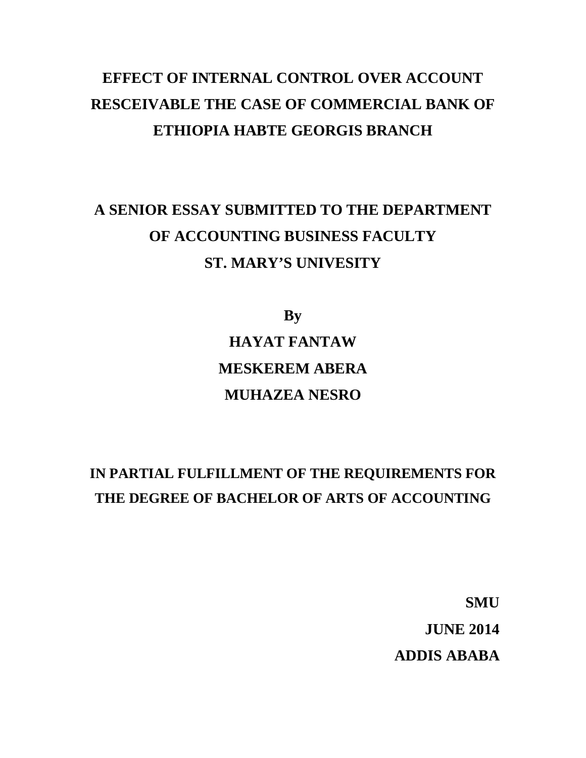# EFFECT OF INTERNAL CONTROL OVER ACCOUNT RESCEIVABLE THE CASE OF COMMERCIAL BANK OF ETHIOPIA HABTE GEORGIS BRANCH

## A SENIOR ESSAY SUBMITTED TO THE DEPARTMENT OF ACCOUNTING BUSINESS FACULTY ST. MARY'S UNIVESITY

**By**

**HAYAT FANTAW**

**MESKEREM ABERA**

**MUHAZEA NESRO**

**IN PARTIAL FULFILLMENT OF THE REQUIREMENTS FOR THE DEGREE OF BACHELOR OF ARTS OF ACCOUNTING**

**SMU**

**JUNE 2014**

**ADDIS ABABA**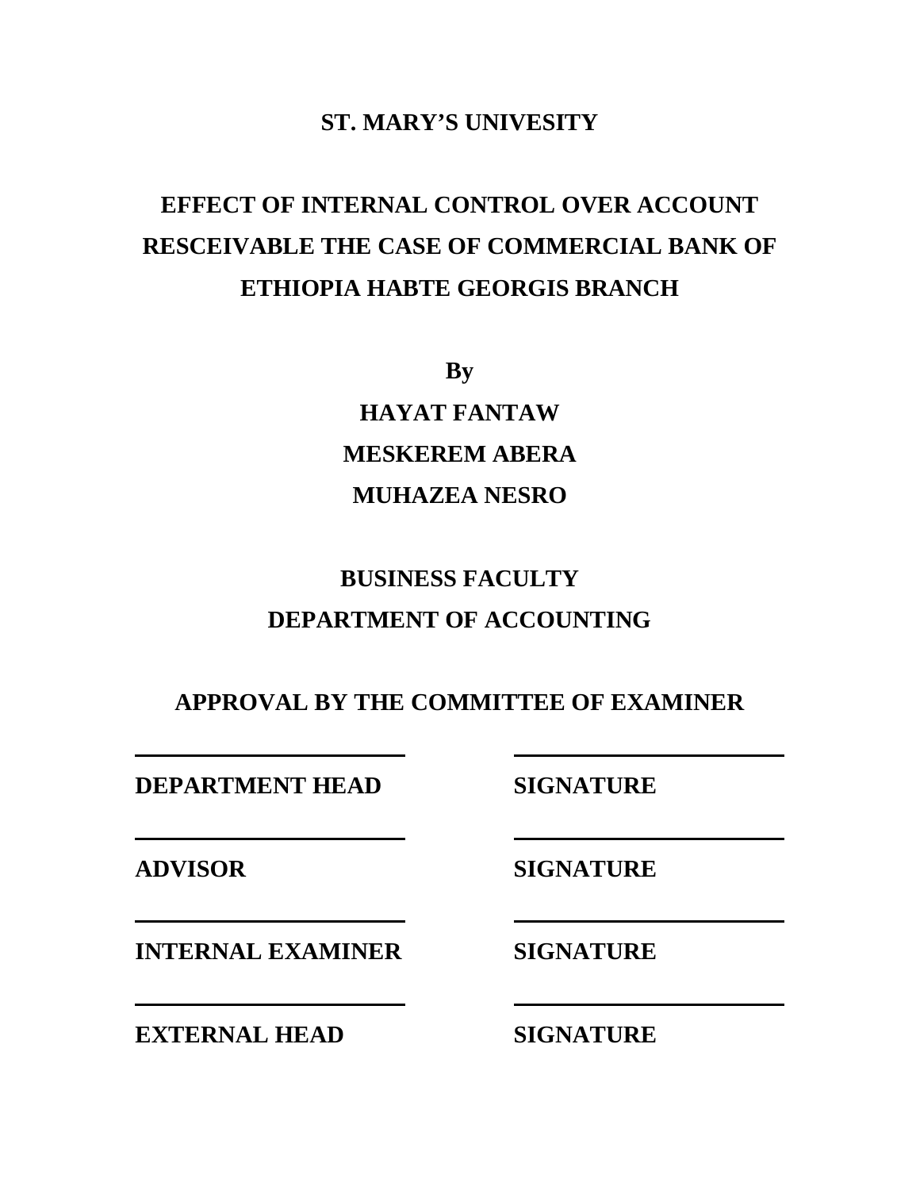**ST. MARY'S UNIVESITY**

# EFFECT OF INTERNAL CONTROL OVER ACCOUNT RESCEIVABLE THE CASE OF COMMERCIAL BANK OF ETHIOPIA HABTE GEORGIS BRANCH

**By**

**HAYAT FANTAW**

**MESKEREM ABERA**

**MUHAZEA NESRO**

**BUSINESS FACULTY**

**DEPARTMENT OF ACCOUNTING**

**APPROVAL BY THE COMMITTEE OF EXAMINER**

| | |
|---|---|
| ______________________ | ______________________ |
| **DEPARTMENT HEAD** | **SIGNATURE** |
| ______________________ | ______________________ |
| **ADVISOR** | **SIGNATURE** |
| ______________________ | ______________________ |
| **INTERNAL EXAMINER** | **SIGNATURE** |
| ______________________ | ______________________ |
| **EXTERNAL HEAD** | **SIGNATURE** |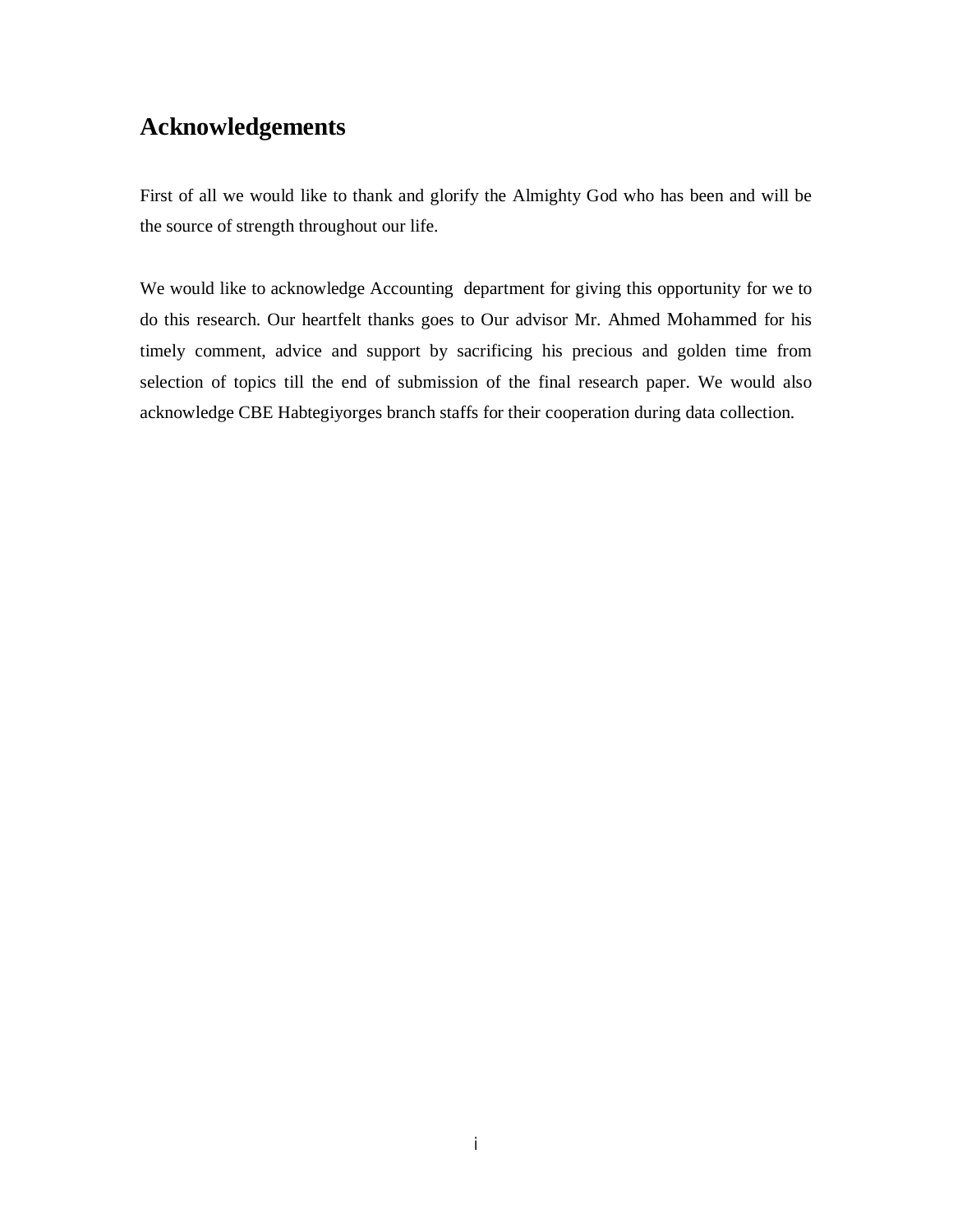# Acknowledgements

First of all we would like to thank and glorify the Almighty God who has been and will be the source of strength throughout our life.

We would like to acknowledge Accounting department for giving this opportunity for we to do this research. Our heartfelt thanks goes to Our advisor Mr. Ahmed Mohammed for his timely comment, advice and support by sacrificing his precious and golden time from selection of topics till the end of submission of the final research paper. We would also acknowledge CBE Habtegiyorges branch staffs for their cooperation during data collection.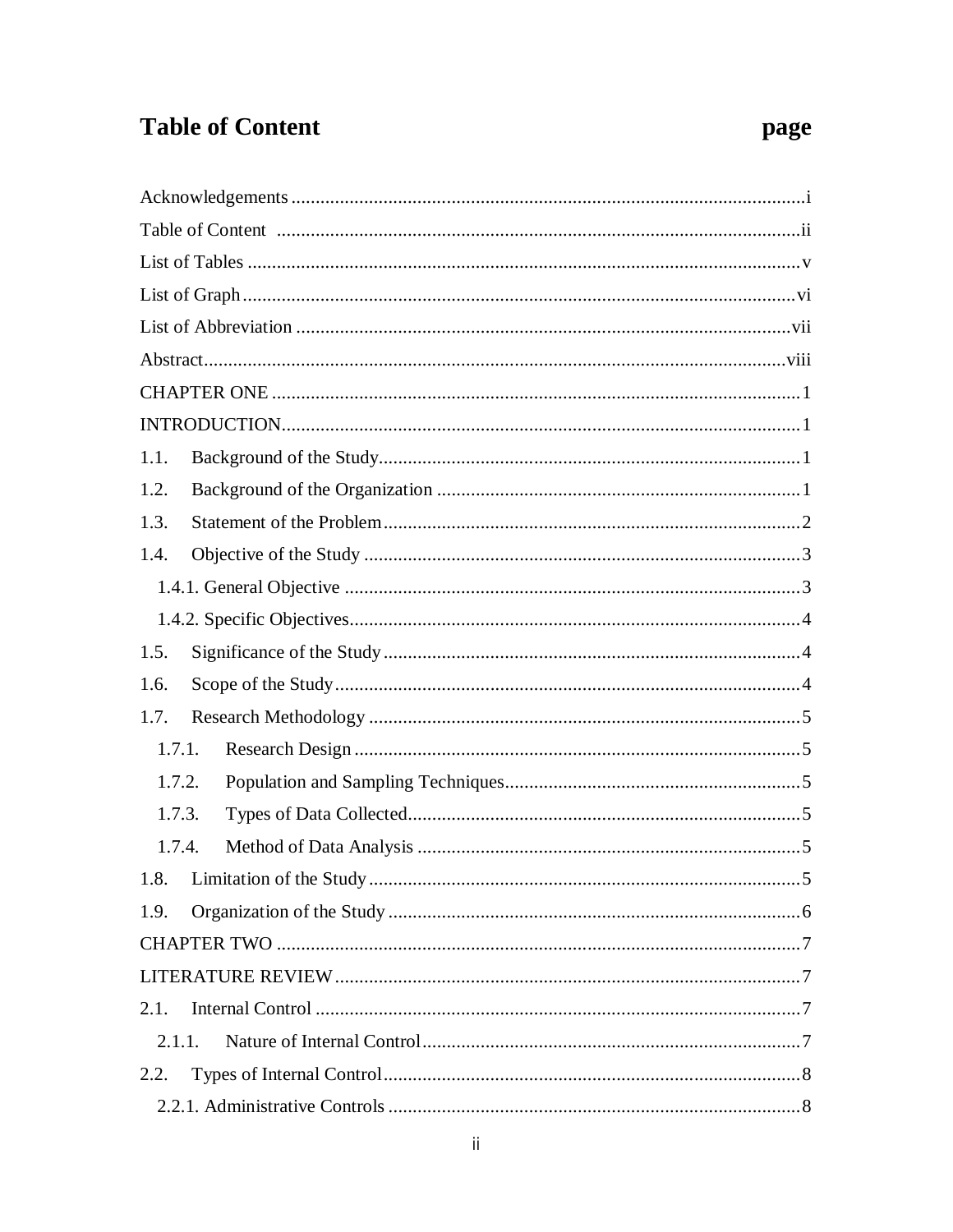# Table of Content page

Acknowledgements ........................................................................................................i
Table of Content ..........................................................................................................ii
List of Tables ...............................................................................................................v
List of Graph ................................................................................................................vi
List of Abbreviation .....................................................................................................vii
Abstract........................................................................................................................viii
CHAPTER ONE ...........................................................................................................1
INTRODUCTION.........................................................................................................1
1.1. Background of the Study......................................................................................1
1.2. Background of the Organization ..........................................................................1
1.3. Statement of the Problem......................................................................................2
1.4. Objective of the Study ..........................................................................................3
  1.4.1. General Objective .............................................................................................3
  1.4.2. Specific Objectives............................................................................................4
1.5. Significance of the Study......................................................................................4
1.6. Scope of the Study................................................................................................4
1.7. Research Methodology .........................................................................................5
  1.7.1. Research Design ...............................................................................................5
  1.7.2. Population and Sampling Techniques...............................................................5
  1.7.3. Types of Data Collected.....................................................................................5
  1.7.4. Method of Data Analysis ...................................................................................5
1.8. Limitation of the Study..........................................................................................5
1.9. Organization of the Study .....................................................................................6
CHAPTER TWO ...........................................................................................................7
LITERATURE REVIEW................................................................................................7
2.1. Internal Control .....................................................................................................7
  2.1.1. Nature of Internal Control..................................................................................7
2.2. Types of Internal Control.......................................................................................8
  2.2.1. Administrative Controls .....................................................................................8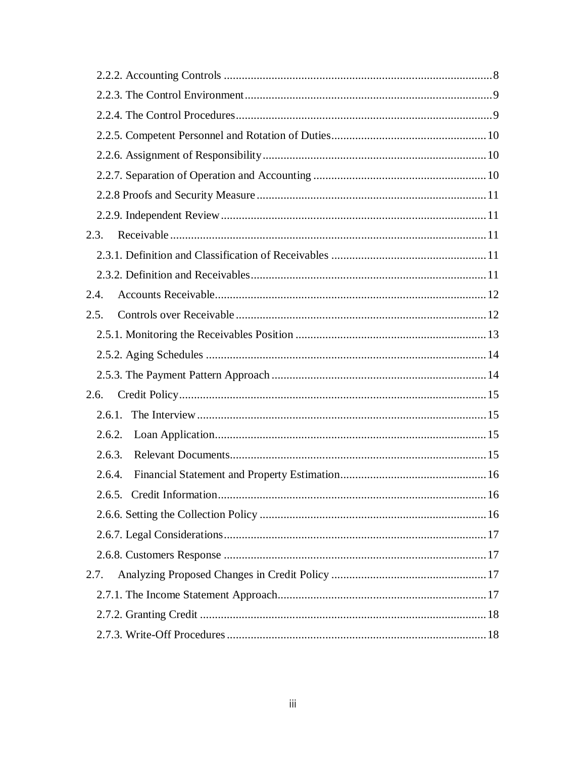2.2.2. Accounting Controls ........................................................................................ 8

2.2.3. The Control Environment.................................................................................. 9

2.2.4. The Control Procedures..................................................................................... 9

2.2.5. Competent Personnel and Rotation of Duties................................................... 10

2.2.6. Assignment of Responsibility.......................................................................... 10

2.2.7. Separation of Operation and Accounting ......................................................... 10

2.2.8 Proofs and Security Measure ............................................................................ 11

2.2.9. Independent Review........................................................................................ 11

2.3. Receivable ......................................................................................................... 11

2.3.1. Definition and Classification of Receivables ................................................... 11

2.3.2. Definition and Receivables.............................................................................. 11

2.4. Accounts Receivable.......................................................................................... 12

2.5. Controls over Receivable ................................................................................... 12

2.5.1. Monitoring the Receivables Position ................................................................ 13

2.5.2. Aging Schedules ............................................................................................. 14

2.5.3. The Payment Pattern Approach ....................................................................... 14

2.6. Credit Policy...................................................................................................... 15

2.6.1. The Interview ................................................................................................ 15

2.6.2. Loan Application.......................................................................................... 15

2.6.3. Relevant Documents..................................................................................... 15

2.6.4. Financial Statement and Property Estimation................................................ 16

2.6.5. Credit Information......................................................................................... 16

2.6.6. Setting the Collection Policy ........................................................................... 16

2.6.7. Legal Considerations....................................................................................... 17

2.6.8. Customers Response ....................................................................................... 17

2.7. Analyzing Proposed Changes in Credit Policy .................................................... 17

2.7.1. The Income Statement Approach..................................................................... 17

2.7.2. Granting Credit ............................................................................................... 18

2.7.3. Write-Off Procedures ...................................................................................... 18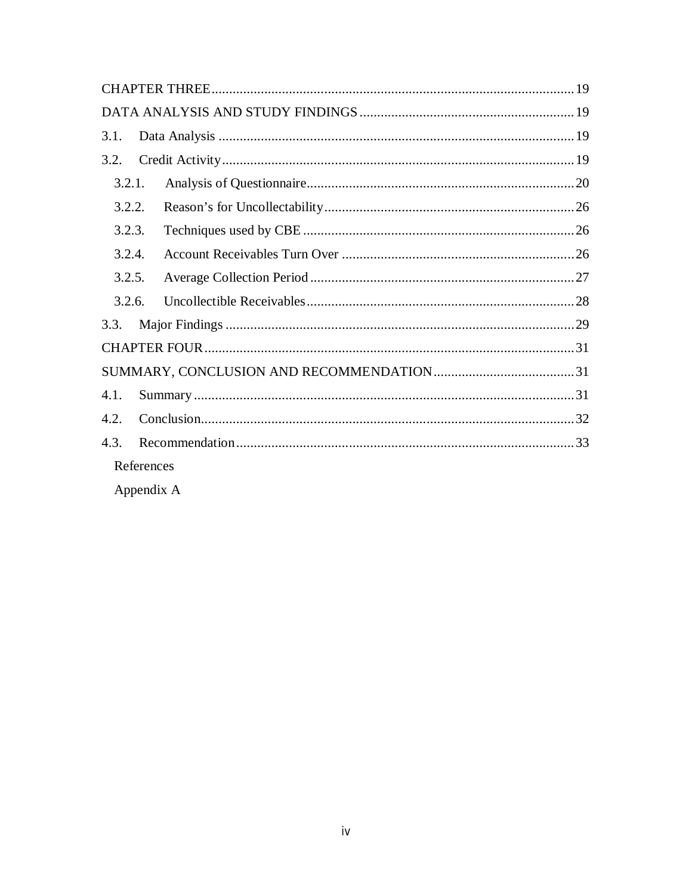CHAPTER THREE ..... 19

DATA ANALYSIS AND STUDY FINDINGS ..... 19

3.1. Data Analysis ..... 19

3.2. Credit Activity ..... 19

3.2.1. Analysis of Questionnaire ..... 20

3.2.2. Reason's for Uncollectability ..... 26

3.2.3. Techniques used by CBE ..... 26

3.2.4. Account Receivables Turn Over ..... 26

3.2.5. Average Collection Period ..... 27

3.2.6. Uncollectible Receivables ..... 28

3.3. Major Findings ..... 29

CHAPTER FOUR ..... 31

SUMMARY, CONCLUSION AND RECOMMENDATION ..... 31

4.1. Summary ..... 31

4.2. Conclusion ..... 32

4.3. Recommendation ..... 33

References

Appendix A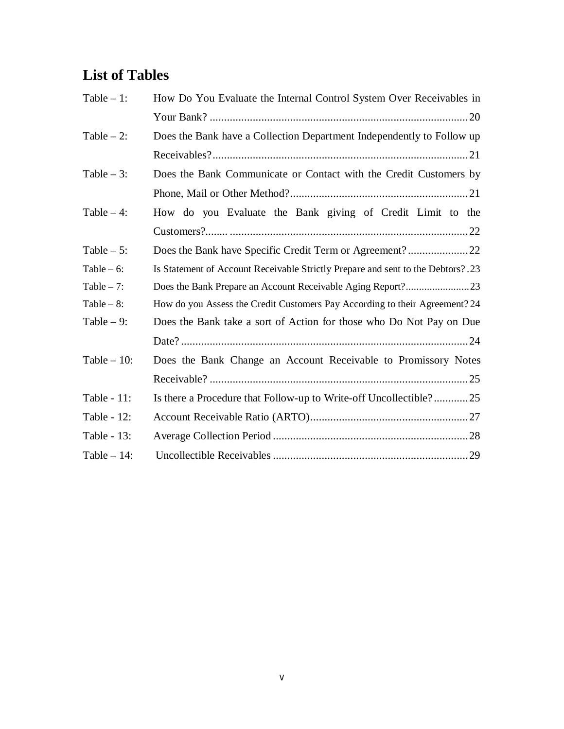## List of Tables

Table – 1: How Do You Evaluate the Internal Control System Over Receivables in Your Bank? .......... 20

Table – 2: Does the Bank have a Collection Department Independently to Follow up Receivables? .......... 21

Table – 3: Does the Bank Communicate or Contact with the Credit Customers by Phone, Mail or Other Method? .......... 21

Table – 4: How do you Evaluate the Bank giving of Credit Limit to the Customers? .......... 22

Table – 5: Does the Bank have Specific Credit Term or Agreement? .......... 22

Table – 6: Is Statement of Account Receivable Strictly Prepare and sent to the Debtors? .......... 23

Table – 7: Does the Bank Prepare an Account Receivable Aging Report? .......... 23

Table – 8: How do you Assess the Credit Customers Pay According to their Agreement? .......... 24

Table – 9: Does the Bank take a sort of Action for those who Do Not Pay on Due Date? .......... 24

Table – 10: Does the Bank Change an Account Receivable to Promissory Notes Receivable? .......... 25

Table - 11: Is there a Procedure that Follow-up to Write-off Uncollectible? .......... 25

Table - 12: Account Receivable Ratio (ARTO) .......... 27

Table - 13: Average Collection Period .......... 28

Table – 14: Uncollectible Receivables .......... 29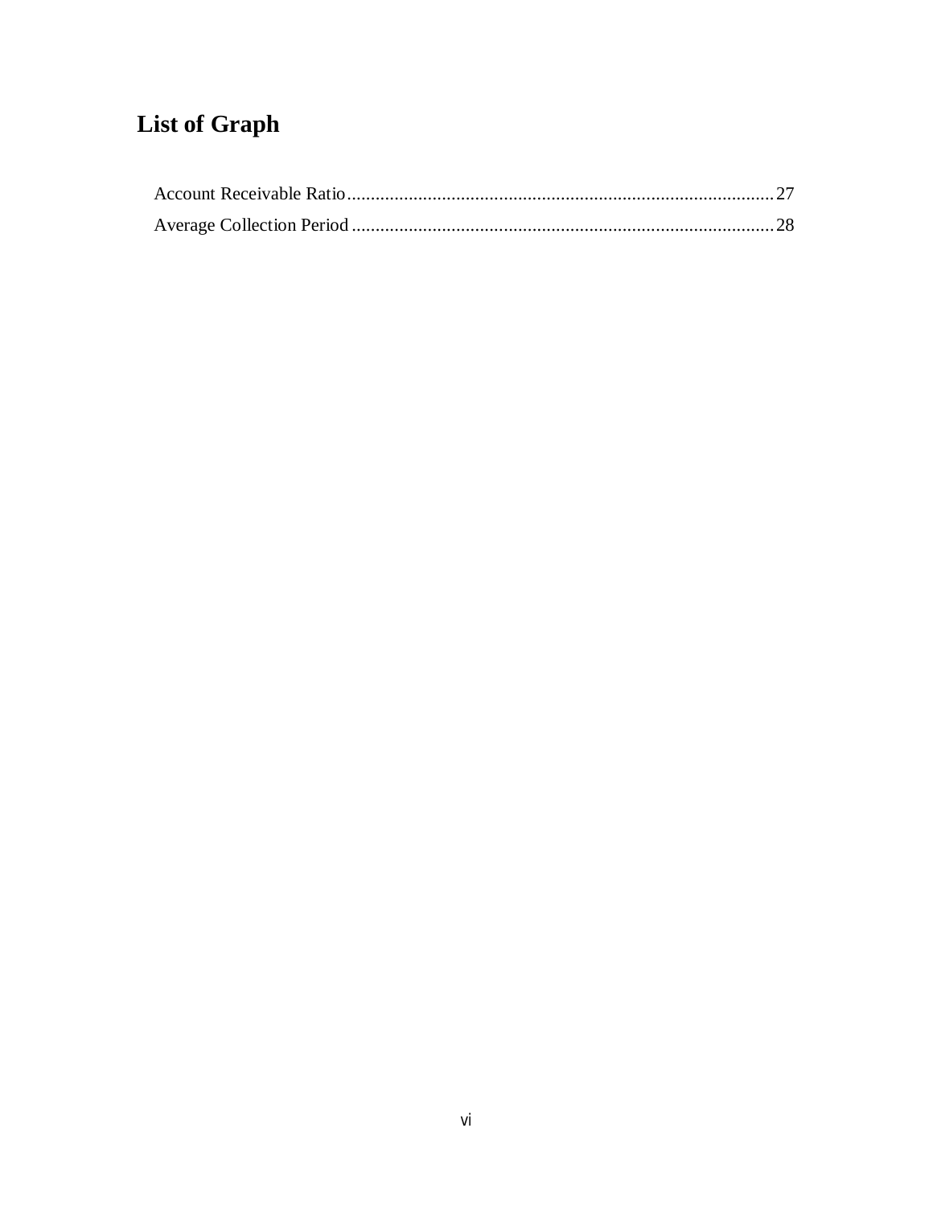# List of Graph

Account Receivable Ratio........................................................................................27
Average Collection Period.......................................................................................28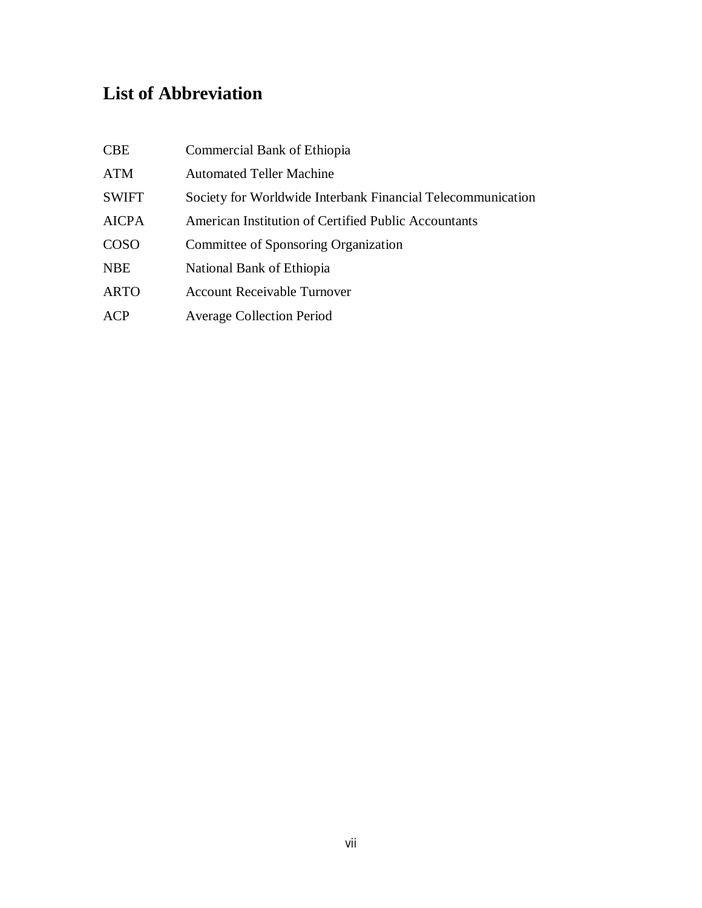# List of Abbreviation

| | |
|---|---|
| CBE | Commercial Bank of Ethiopia |
| ATM | Automated Teller Machine |
| SWIFT | Society for Worldwide Interbank Financial Telecommunication |
| AICPA | American Institution of Certified Public Accountants |
| COSO | Committee of Sponsoring Organization |
| NBE | National Bank of Ethiopia |
| ARTO | Account Receivable Turnover |
| ACP | Average Collection Period |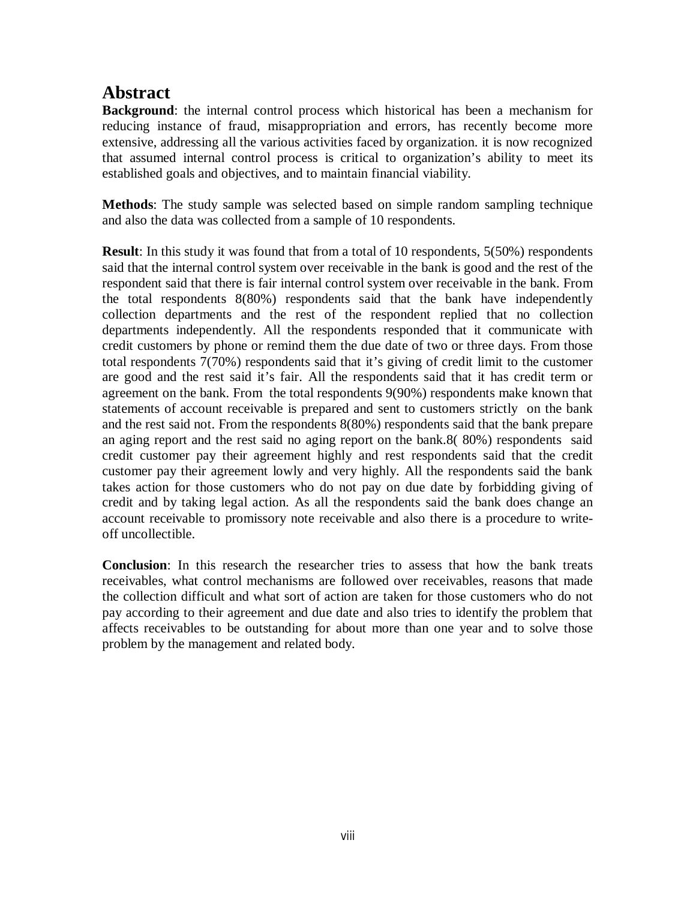# Abstract

**Background**: the internal control process which historical has been a mechanism for reducing instance of fraud, misappropriation and errors, has recently become more extensive, addressing all the various activities faced by organization. it is now recognized that assumed internal control process is critical to organization's ability to meet its established goals and objectives, and to maintain financial viability.

**Methods**: The study sample was selected based on simple random sampling technique and also the data was collected from a sample of 10 respondents.

**Result**: In this study it was found that from a total of 10 respondents, 5(50%) respondents said that the internal control system over receivable in the bank is good and the rest of the respondent said that there is fair internal control system over receivable in the bank. From the total respondents 8(80%) respondents said that the bank have independently collection departments and the rest of the respondent replied that no collection departments independently. All the respondents responded that it communicate with credit customers by phone or remind them the due date of two or three days. From those total respondents 7(70%) respondents said that it's giving of credit limit to the customer are good and the rest said it's fair. All the respondents said that it has credit term or agreement on the bank. From the total respondents 9(90%) respondents make known that statements of account receivable is prepared and sent to customers strictly on the bank and the rest said not. From the respondents 8(80%) respondents said that the bank prepare an aging report and the rest said no aging report on the bank.8( 80%) respondents said credit customer pay their agreement highly and rest respondents said that the credit customer pay their agreement lowly and very highly. All the respondents said the bank takes action for those customers who do not pay on due date by forbidding giving of credit and by taking legal action. As all the respondents said the bank does change an account receivable to promissory note receivable and also there is a procedure to write-off uncollectible.

**Conclusion**: In this research the researcher tries to assess that how the bank treats receivables, what control mechanisms are followed over receivables, reasons that made the collection difficult and what sort of action are taken for those customers who do not pay according to their agreement and due date and also tries to identify the problem that affects receivables to be outstanding for about more than one year and to solve those problem by the management and related body.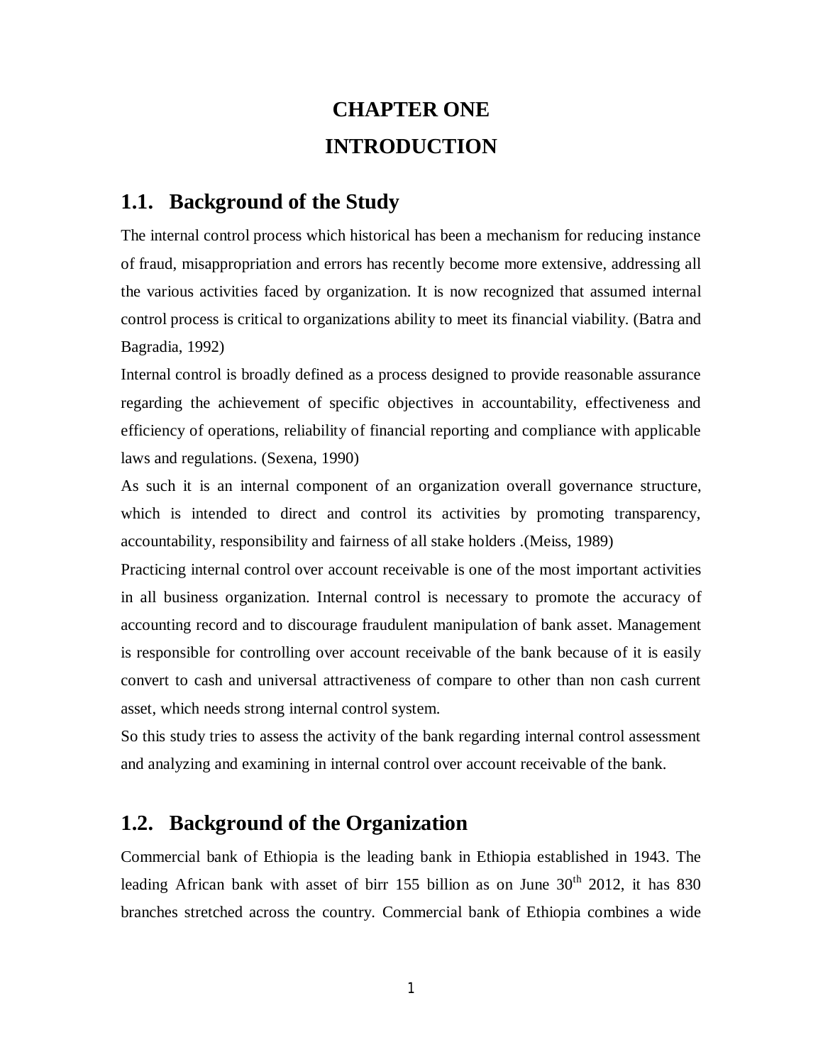# CHAPTER ONE

# INTRODUCTION

## 1.1. Background of the Study

The internal control process which historical has been a mechanism for reducing instance of fraud, misappropriation and errors has recently become more extensive, addressing all the various activities faced by organization. It is now recognized that assumed internal control process is critical to organizations ability to meet its financial viability. (Batra and Bagradia, 1992)

Internal control is broadly defined as a process designed to provide reasonable assurance regarding the achievement of specific objectives in accountability, effectiveness and efficiency of operations, reliability of financial reporting and compliance with applicable laws and regulations. (Sexena, 1990)

As such it is an internal component of an organization overall governance structure, which is intended to direct and control its activities by promoting transparency, accountability, responsibility and fairness of all stake holders .(Meiss, 1989)

Practicing internal control over account receivable is one of the most important activities in all business organization. Internal control is necessary to promote the accuracy of accounting record and to discourage fraudulent manipulation of bank asset. Management is responsible for controlling over account receivable of the bank because of it is easily convert to cash and universal attractiveness of compare to other than non cash current asset, which needs strong internal control system.

So this study tries to assess the activity of the bank regarding internal control assessment and analyzing and examining in internal control over account receivable of the bank.

## 1.2. Background of the Organization

Commercial bank of Ethiopia is the leading bank in Ethiopia established in 1943. The leading African bank with asset of birr 155 billion as on June 30th 2012, it has 830 branches stretched across the country. Commercial bank of Ethiopia combines a wide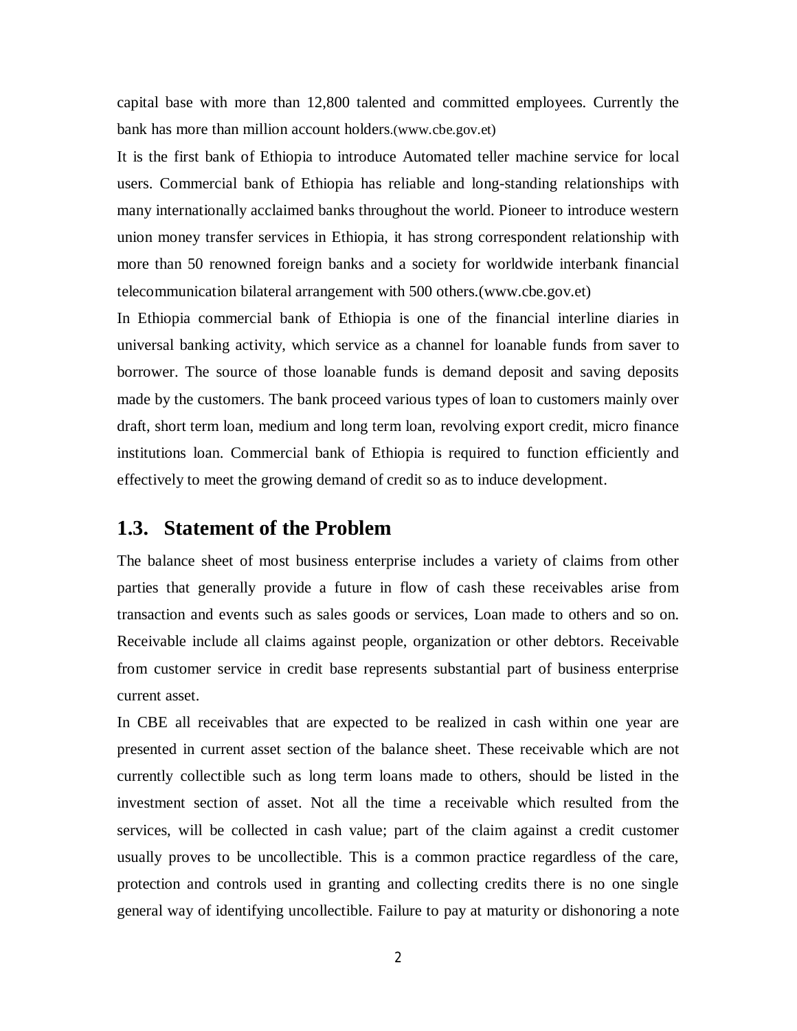capital base with more than 12,800 talented and committed employees. Currently the bank has more than million account holders.(www.cbe.gov.et)

It is the first bank of Ethiopia to introduce Automated teller machine service for local users. Commercial bank of Ethiopia has reliable and long-standing relationships with many internationally acclaimed banks throughout the world. Pioneer to introduce western union money transfer services in Ethiopia, it has strong correspondent relationship with more than 50 renowned foreign banks and a society for worldwide interbank financial telecommunication bilateral arrangement with 500 others.(www.cbe.gov.et)

In Ethiopia commercial bank of Ethiopia is one of the financial interline diaries in universal banking activity, which service as a channel for loanable funds from saver to borrower. The source of those loanable funds is demand deposit and saving deposits made by the customers. The bank proceed various types of loan to customers mainly over draft, short term loan, medium and long term loan, revolving export credit, micro finance institutions loan. Commercial bank of Ethiopia is required to function efficiently and effectively to meet the growing demand of credit so as to induce development.

## 1.3. Statement of the Problem

The balance sheet of most business enterprise includes a variety of claims from other parties that generally provide a future in flow of cash these receivables arise from transaction and events such as sales goods or services, Loan made to others and so on. Receivable include all claims against people, organization or other debtors. Receivable from customer service in credit base represents substantial part of business enterprise current asset.

In CBE all receivables that are expected to be realized in cash within one year are presented in current asset section of the balance sheet. These receivable which are not currently collectible such as long term loans made to others, should be listed in the investment section of asset. Not all the time a receivable which resulted from the services, will be collected in cash value; part of the claim against a credit customer usually proves to be uncollectible. This is a common practice regardless of the care, protection and controls used in granting and collecting credits there is no one single general way of identifying uncollectible. Failure to pay at maturity or dishonoring a note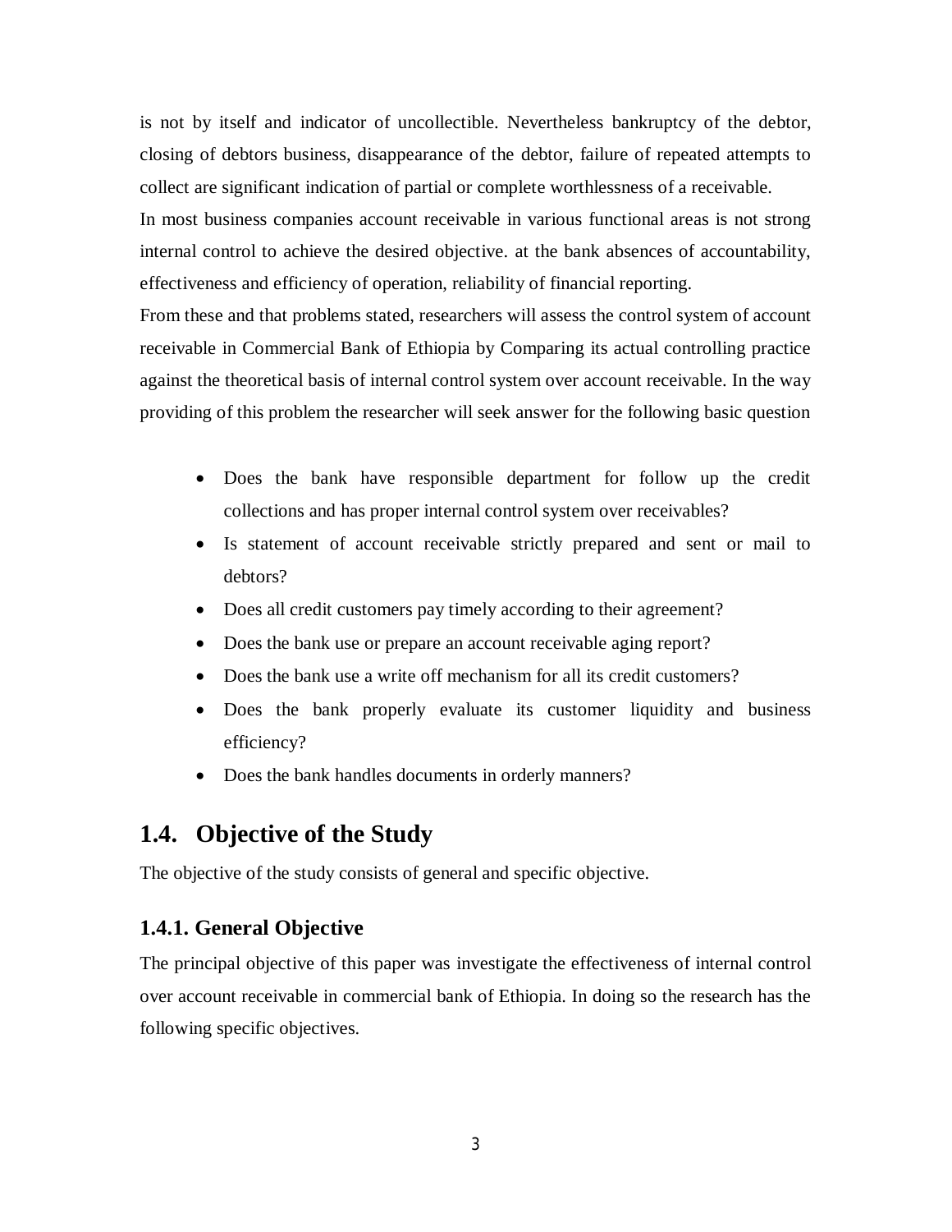is not by itself and indicator of uncollectible. Nevertheless bankruptcy of the debtor, closing of debtors business, disappearance of the debtor, failure of repeated attempts to collect are significant indication of partial or complete worthlessness of a receivable.

In most business companies account receivable in various functional areas is not strong internal control to achieve the desired objective. at the bank absences of accountability, effectiveness and efficiency of operation, reliability of financial reporting.

From these and that problems stated, researchers will assess the control system of account receivable in Commercial Bank of Ethiopia by Comparing its actual controlling practice against the theoretical basis of internal control system over account receivable. In the way providing of this problem the researcher will seek answer for the following basic question

- Does the bank have responsible department for follow up the credit collections and has proper internal control system over receivables?
- Is statement of account receivable strictly prepared and sent or mail to debtors?
- Does all credit customers pay timely according to their agreement?
- Does the bank use or prepare an account receivable aging report?
- Does the bank use a write off mechanism for all its credit customers?
- Does the bank properly evaluate its customer liquidity and business efficiency?
- Does the bank handles documents in orderly manners?

## 1.4. Objective of the Study

The objective of the study consists of general and specific objective.

### 1.4.1. General Objective

The principal objective of this paper was investigate the effectiveness of internal control over account receivable in commercial bank of Ethiopia. In doing so the research has the following specific objectives.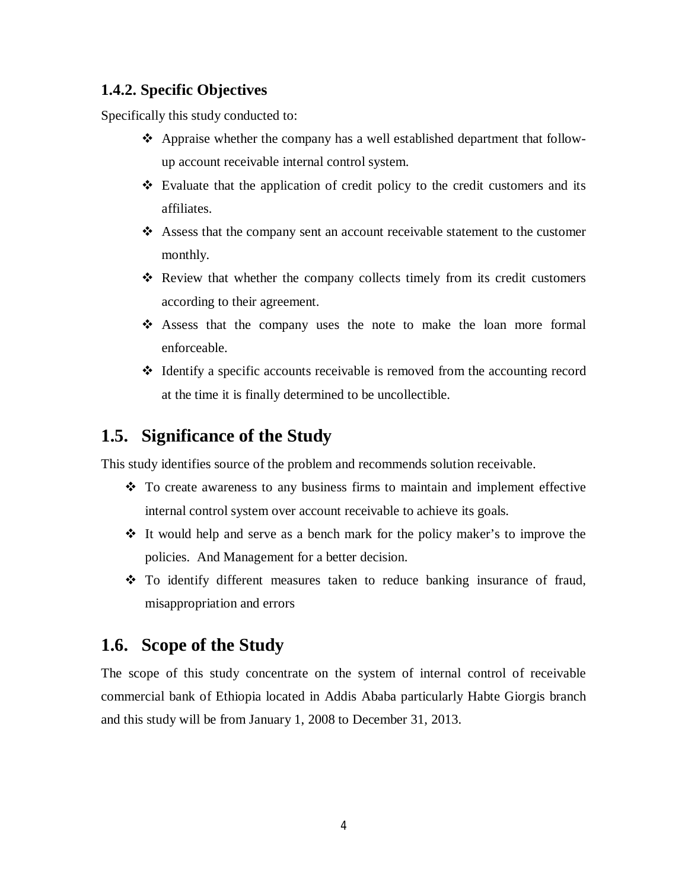### 1.4.2. Specific Objectives

Specifically this study conducted to:

- Appraise whether the company has a well established department that follow-up account receivable internal control system.
- Evaluate that the application of credit policy to the credit customers and its affiliates.
- Assess that the company sent an account receivable statement to the customer monthly.
- Review that whether the company collects timely from its credit customers according to their agreement.
- Assess that the company uses the note to make the loan more formal enforceable.
- Identify a specific accounts receivable is removed from the accounting record at the time it is finally determined to be uncollectible.

## 1.5. Significance of the Study

This study identifies source of the problem and recommends solution receivable.

- To create awareness to any business firms to maintain and implement effective internal control system over account receivable to achieve its goals.
- It would help and serve as a bench mark for the policy maker's to improve the policies. And Management for a better decision.
- To identify different measures taken to reduce banking insurance of fraud, misappropriation and errors

## 1.6. Scope of the Study

The scope of this study concentrate on the system of internal control of receivable commercial bank of Ethiopia located in Addis Ababa particularly Habte Giorgis branch and this study will be from January 1, 2008 to December 31, 2013.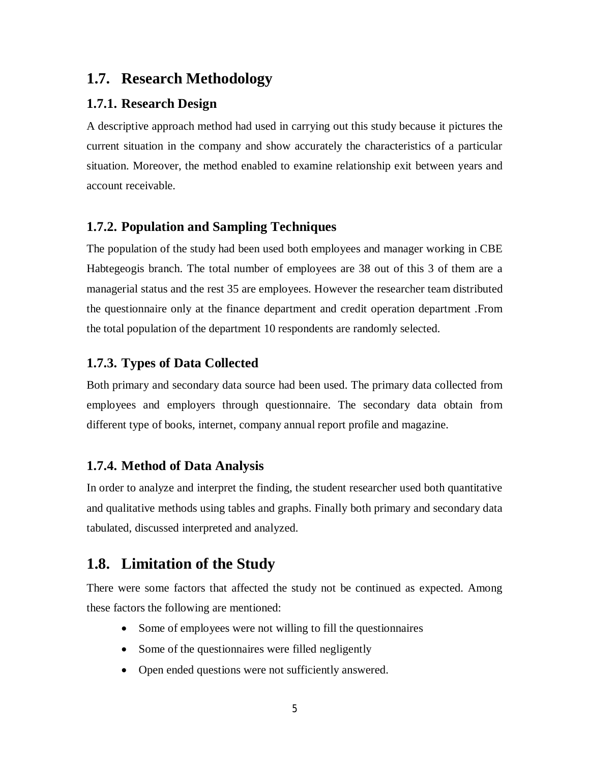## 1.7. Research Methodology

### 1.7.1. Research Design

A descriptive approach method had used in carrying out this study because it pictures the current situation in the company and show accurately the characteristics of a particular situation. Moreover, the method enabled to examine relationship exit between years and account receivable.

### 1.7.2. Population and Sampling Techniques

The population of the study had been used both employees and manager working in CBE Habtegeogis branch. The total number of employees are 38 out of this 3 of them are a managerial status and the rest 35 are employees. However the researcher team distributed the questionnaire only at the finance department and credit operation department .From the total population of the department 10 respondents are randomly selected.

### 1.7.3. Types of Data Collected

Both primary and secondary data source had been used. The primary data collected from employees and employers through questionnaire. The secondary data obtain from different type of books, internet, company annual report profile and magazine.

### 1.7.4. Method of Data Analysis

In order to analyze and interpret the finding, the student researcher used both quantitative and qualitative methods using tables and graphs. Finally both primary and secondary data tabulated, discussed interpreted and analyzed.

## 1.8. Limitation of the Study

There were some factors that affected the study not be continued as expected. Among these factors the following are mentioned:

- Some of employees were not willing to fill the questionnaires
- Some of the questionnaires were filled negligently
- Open ended questions were not sufficiently answered.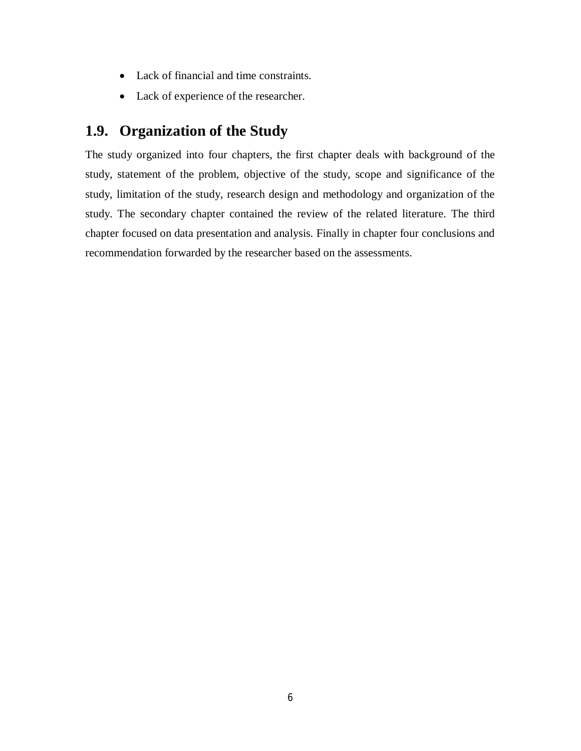- Lack of financial and time constraints.
- Lack of experience of the researcher.

## 1.9. Organization of the Study

The study organized into four chapters, the first chapter deals with background of the study, statement of the problem, objective of the study, scope and significance of the study, limitation of the study, research design and methodology and organization of the study. The secondary chapter contained the review of the related literature. The third chapter focused on data presentation and analysis. Finally in chapter four conclusions and recommendation forwarded by the researcher based on the assessments.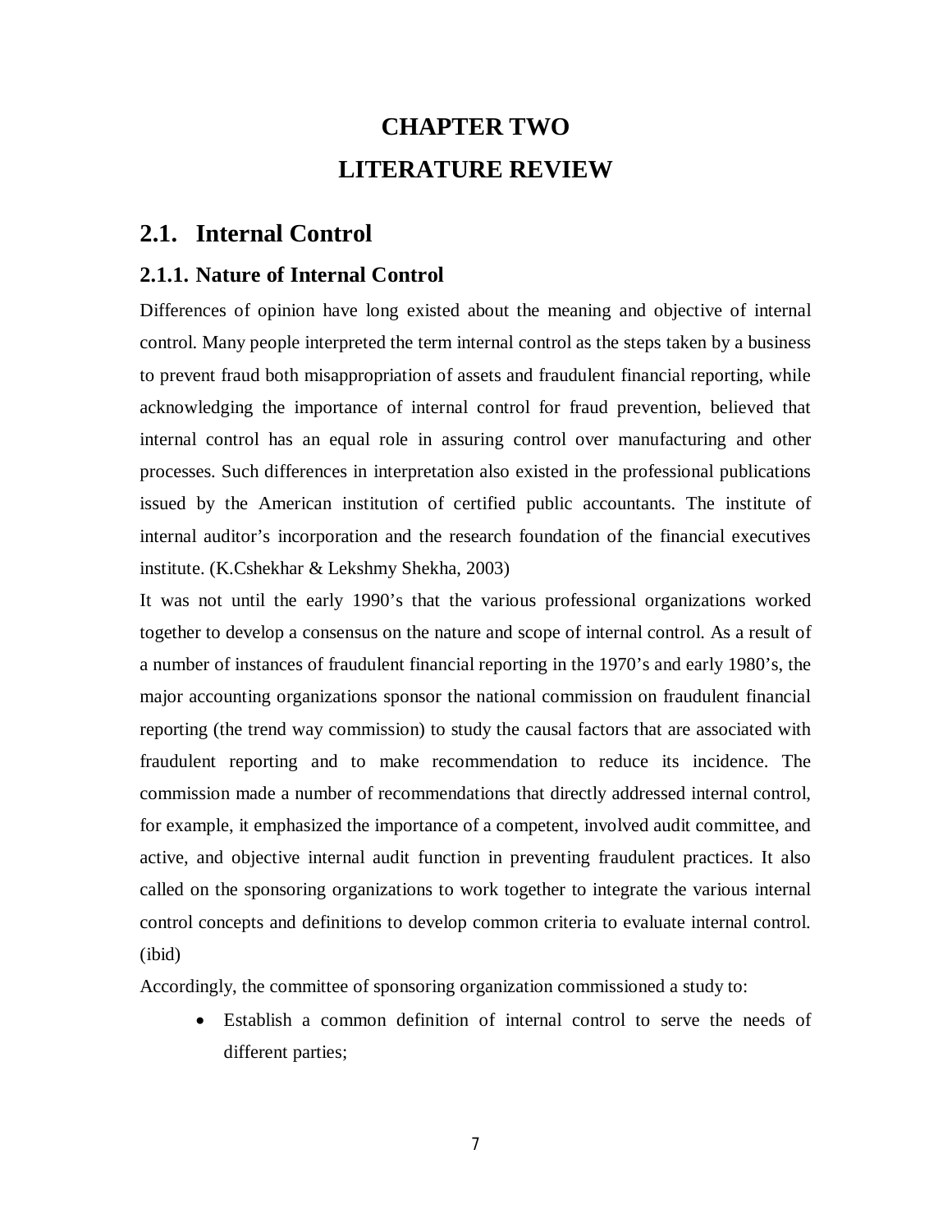# CHAPTER TWO

# LITERATURE REVIEW

## 2.1. Internal Control

### 2.1.1. Nature of Internal Control

Differences of opinion have long existed about the meaning and objective of internal control. Many people interpreted the term internal control as the steps taken by a business to prevent fraud both misappropriation of assets and fraudulent financial reporting, while acknowledging the importance of internal control for fraud prevention, believed that internal control has an equal role in assuring control over manufacturing and other processes. Such differences in interpretation also existed in the professional publications issued by the American institution of certified public accountants. The institute of internal auditor's incorporation and the research foundation of the financial executives institute. (K.Cshekhar & Lekshmy Shekha, 2003)

It was not until the early 1990's that the various professional organizations worked together to develop a consensus on the nature and scope of internal control. As a result of a number of instances of fraudulent financial reporting in the 1970's and early 1980's, the major accounting organizations sponsor the national commission on fraudulent financial reporting (the trend way commission) to study the causal factors that are associated with fraudulent reporting and to make recommendation to reduce its incidence. The commission made a number of recommendations that directly addressed internal control, for example, it emphasized the importance of a competent, involved audit committee, and active, and objective internal audit function in preventing fraudulent practices. It also called on the sponsoring organizations to work together to integrate the various internal control concepts and definitions to develop common criteria to evaluate internal control. (ibid)

Accordingly, the committee of sponsoring organization commissioned a study to:

- Establish a common definition of internal control to serve the needs of different parties;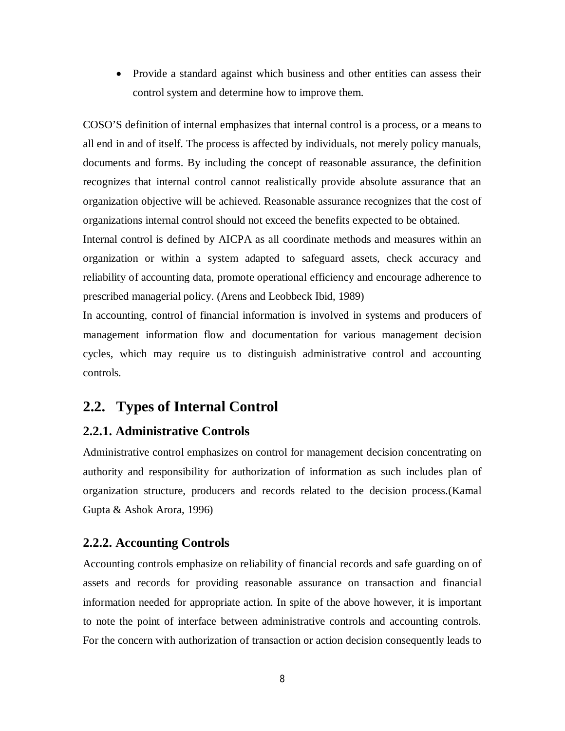- Provide a standard against which business and other entities can assess their control system and determine how to improve them.

COSO'S definition of internal emphasizes that internal control is a process, or a means to all end in and of itself. The process is affected by individuals, not merely policy manuals, documents and forms. By including the concept of reasonable assurance, the definition recognizes that internal control cannot realistically provide absolute assurance that an organization objective will be achieved. Reasonable assurance recognizes that the cost of organizations internal control should not exceed the benefits expected to be obtained.

Internal control is defined by AICPA as all coordinate methods and measures within an organization or within a system adapted to safeguard assets, check accuracy and reliability of accounting data, promote operational efficiency and encourage adherence to prescribed managerial policy. (Arens and Leobbeck Ibid, 1989)

In accounting, control of financial information is involved in systems and producers of management information flow and documentation for various management decision cycles, which may require us to distinguish administrative control and accounting controls.

## 2.2. Types of Internal Control

### 2.2.1. Administrative Controls

Administrative control emphasizes on control for management decision concentrating on authority and responsibility for authorization of information as such includes plan of organization structure, producers and records related to the decision process.(Kamal Gupta & Ashok Arora, 1996)

### 2.2.2. Accounting Controls

Accounting controls emphasize on reliability of financial records and safe guarding on of assets and records for providing reasonable assurance on transaction and financial information needed for appropriate action. In spite of the above however, it is important to note the point of interface between administrative controls and accounting controls. For the concern with authorization of transaction or action decision consequently leads to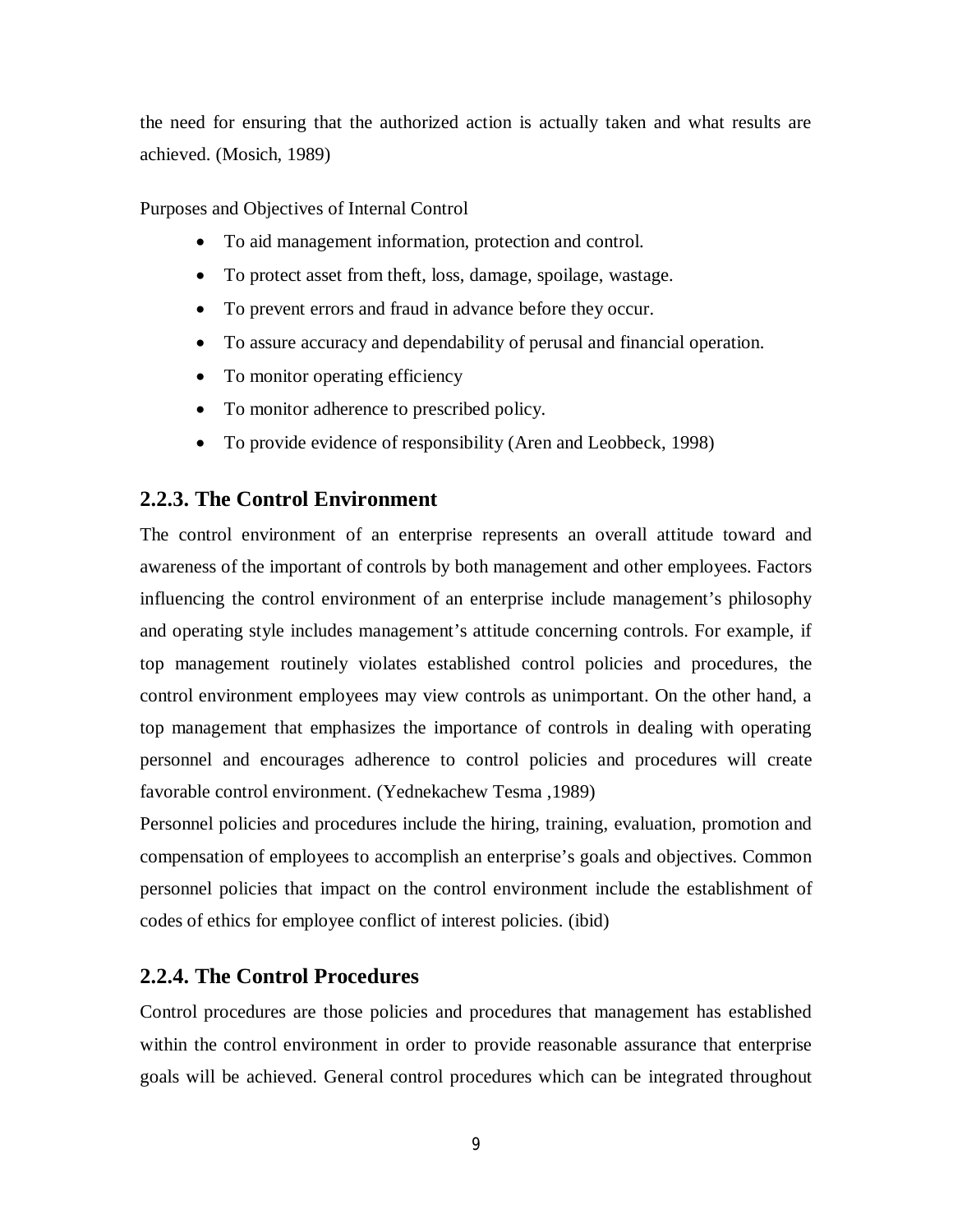the need for ensuring that the authorized action is actually taken and what results are achieved. (Mosich, 1989)

Purposes and Objectives of Internal Control

- To aid management information, protection and control.
- To protect asset from theft, loss, damage, spoilage, wastage.
- To prevent errors and fraud in advance before they occur.
- To assure accuracy and dependability of perusal and financial operation.
- To monitor operating efficiency
- To monitor adherence to prescribed policy.
- To provide evidence of responsibility (Aren and Leobbeck, 1998)

### 2.2.3. The Control Environment

The control environment of an enterprise represents an overall attitude toward and awareness of the important of controls by both management and other employees. Factors influencing the control environment of an enterprise include management's philosophy and operating style includes management's attitude concerning controls. For example, if top management routinely violates established control policies and procedures, the control environment employees may view controls as unimportant. On the other hand, a top management that emphasizes the importance of controls in dealing with operating personnel and encourages adherence to control policies and procedures will create favorable control environment. (Yednekachew Tesma ,1989)

Personnel policies and procedures include the hiring, training, evaluation, promotion and compensation of employees to accomplish an enterprise's goals and objectives. Common personnel policies that impact on the control environment include the establishment of codes of ethics for employee conflict of interest policies. (ibid)

### 2.2.4. The Control Procedures

Control procedures are those policies and procedures that management has established within the control environment in order to provide reasonable assurance that enterprise goals will be achieved. General control procedures which can be integrated throughout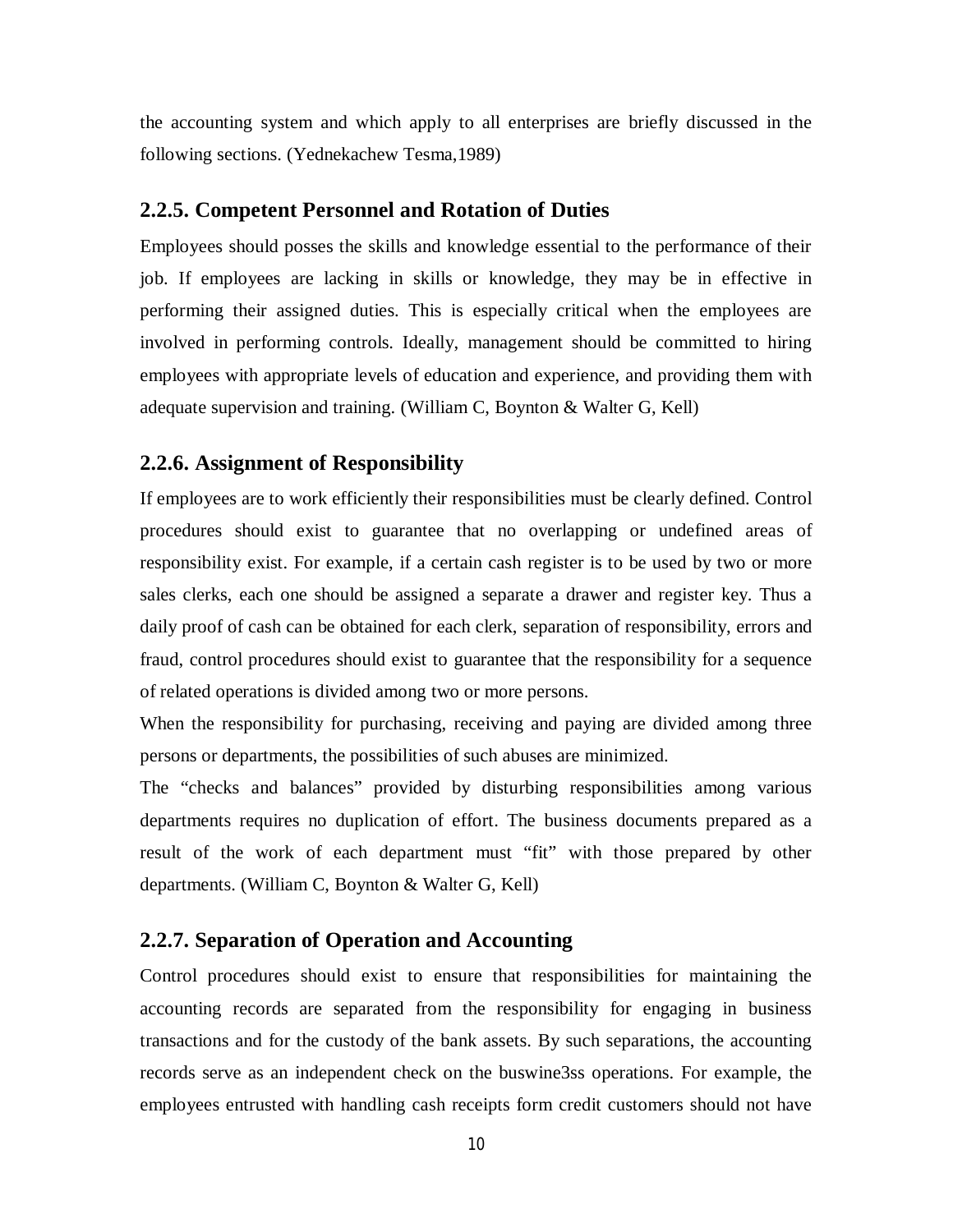the accounting system and which apply to all enterprises are briefly discussed in the following sections. (Yednekachew Tesma,1989)

### 2.2.5. Competent Personnel and Rotation of Duties

Employees should posses the skills and knowledge essential to the performance of their job. If employees are lacking in skills or knowledge, they may be in effective in performing their assigned duties. This is especially critical when the employees are involved in performing controls. Ideally, management should be committed to hiring employees with appropriate levels of education and experience, and providing them with adequate supervision and training. (William C, Boynton & Walter G, Kell)

### 2.2.6. Assignment of Responsibility

If employees are to work efficiently their responsibilities must be clearly defined. Control procedures should exist to guarantee that no overlapping or undefined areas of responsibility exist. For example, if a certain cash register is to be used by two or more sales clerks, each one should be assigned a separate a drawer and register key. Thus a daily proof of cash can be obtained for each clerk, separation of responsibility, errors and fraud, control procedures should exist to guarantee that the responsibility for a sequence of related operations is divided among two or more persons.

When the responsibility for purchasing, receiving and paying are divided among three persons or departments, the possibilities of such abuses are minimized.

The "checks and balances" provided by disturbing responsibilities among various departments requires no duplication of effort. The business documents prepared as a result of the work of each department must "fit" with those prepared by other departments. (William C, Boynton & Walter G, Kell)

### 2.2.7. Separation of Operation and Accounting

Control procedures should exist to ensure that responsibilities for maintaining the accounting records are separated from the responsibility for engaging in business transactions and for the custody of the bank assets. By such separations, the accounting records serve as an independent check on the buswine3ss operations. For example, the employees entrusted with handling cash receipts form credit customers should not have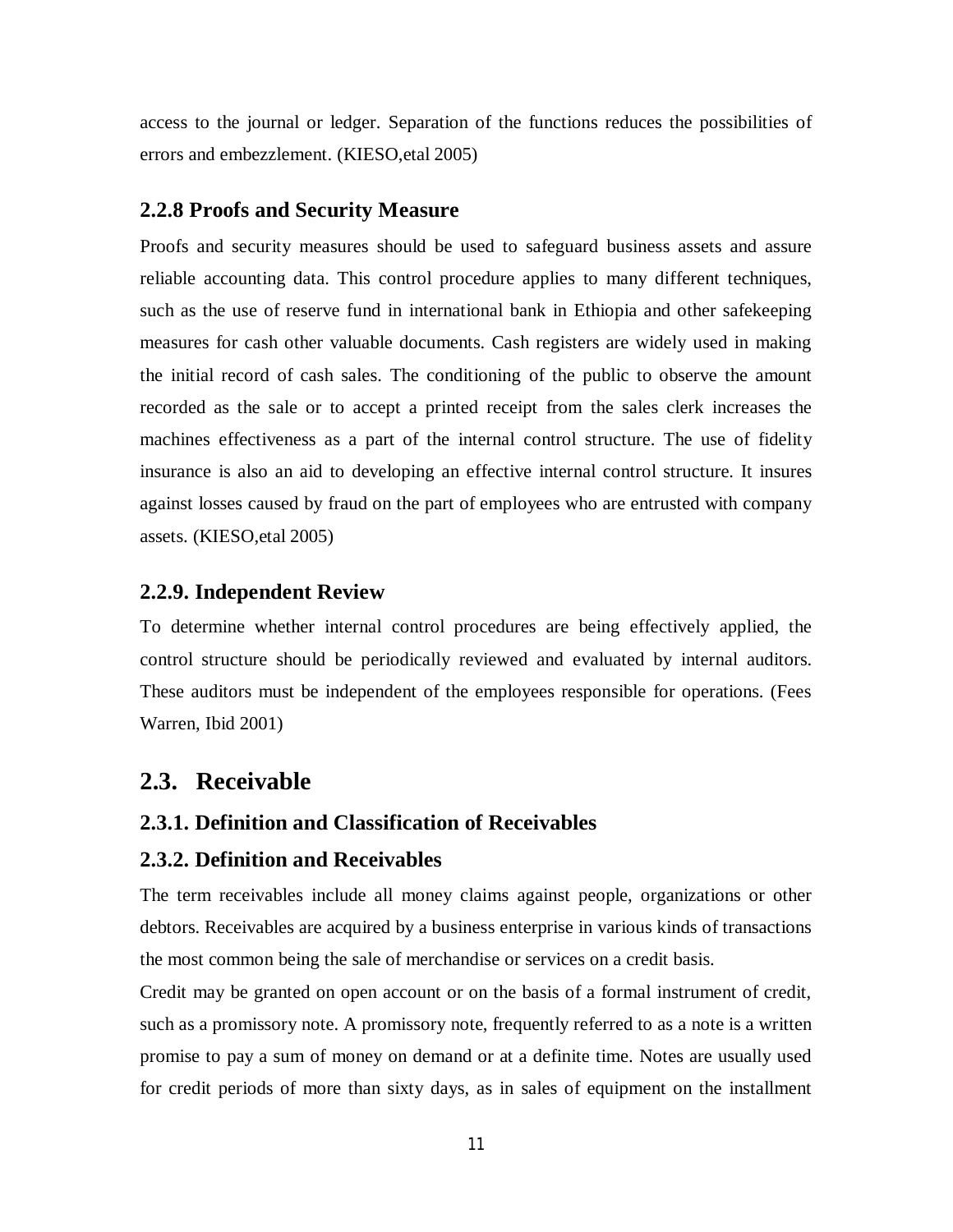access to the journal or ledger. Separation of the functions reduces the possibilities of errors and embezzlement. (KIESO,etal 2005)

### 2.2.8 Proofs and Security Measure

Proofs and security measures should be used to safeguard business assets and assure reliable accounting data. This control procedure applies to many different techniques, such as the use of reserve fund in international bank in Ethiopia and other safekeeping measures for cash other valuable documents. Cash registers are widely used in making the initial record of cash sales. The conditioning of the public to observe the amount recorded as the sale or to accept a printed receipt from the sales clerk increases the machines effectiveness as a part of the internal control structure. The use of fidelity insurance is also an aid to developing an effective internal control structure. It insures against losses caused by fraud on the part of employees who are entrusted with company assets. (KIESO,etal 2005)

### 2.2.9. Independent Review

To determine whether internal control procedures are being effectively applied, the control structure should be periodically reviewed and evaluated by internal auditors. These auditors must be independent of the employees responsible for operations. (Fees Warren, Ibid 2001)

## 2.3. Receivable

### 2.3.1. Definition and Classification of Receivables

### 2.3.2. Definition and Receivables

The term receivables include all money claims against people, organizations or other debtors. Receivables are acquired by a business enterprise in various kinds of transactions the most common being the sale of merchandise or services on a credit basis.

Credit may be granted on open account or on the basis of a formal instrument of credit, such as a promissory note. A promissory note, frequently referred to as a note is a written promise to pay a sum of money on demand or at a definite time. Notes are usually used for credit periods of more than sixty days, as in sales of equipment on the installment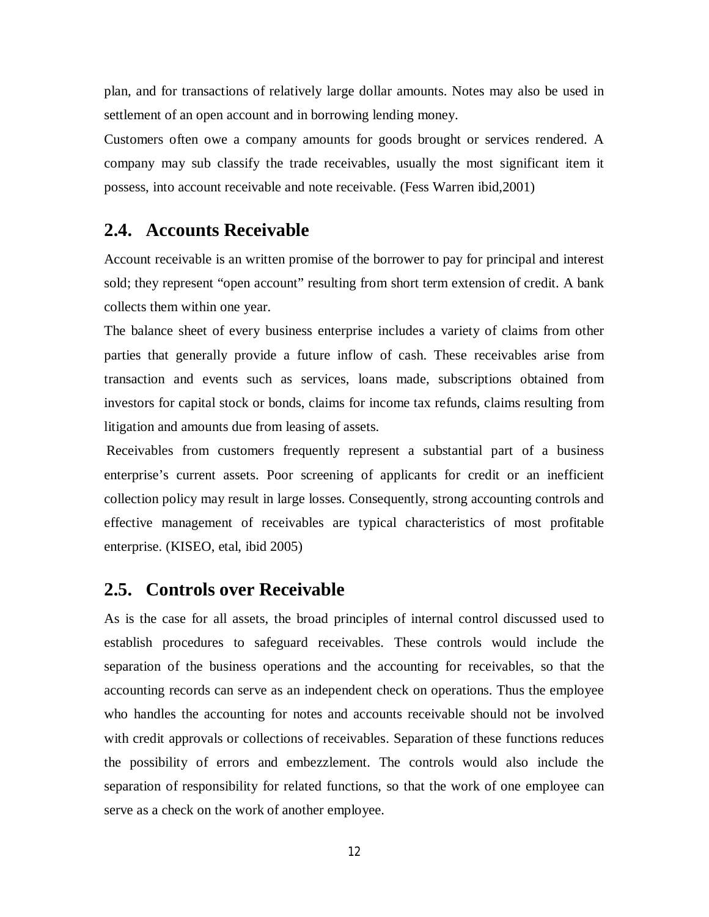plan, and for transactions of relatively large dollar amounts. Notes may also be used in settlement of an open account and in borrowing lending money.

Customers often owe a company amounts for goods brought or services rendered. A company may sub classify the trade receivables, usually the most significant item it possess, into account receivable and note receivable. (Fess Warren ibid,2001)

## 2.4. Accounts Receivable

Account receivable is an written promise of the borrower to pay for principal and interest sold; they represent "open account" resulting from short term extension of credit. A bank collects them within one year.

The balance sheet of every business enterprise includes a variety of claims from other parties that generally provide a future inflow of cash. These receivables arise from transaction and events such as services, loans made, subscriptions obtained from investors for capital stock or bonds, claims for income tax refunds, claims resulting from litigation and amounts due from leasing of assets.

Receivables from customers frequently represent a substantial part of a business enterprise's current assets. Poor screening of applicants for credit or an inefficient collection policy may result in large losses. Consequently, strong accounting controls and effective management of receivables are typical characteristics of most profitable enterprise. (KISEO, etal, ibid 2005)

## 2.5. Controls over Receivable

As is the case for all assets, the broad principles of internal control discussed used to establish procedures to safeguard receivables. These controls would include the separation of the business operations and the accounting for receivables, so that the accounting records can serve as an independent check on operations. Thus the employee who handles the accounting for notes and accounts receivable should not be involved with credit approvals or collections of receivables. Separation of these functions reduces the possibility of errors and embezzlement. The controls would also include the separation of responsibility for related functions, so that the work of one employee can serve as a check on the work of another employee.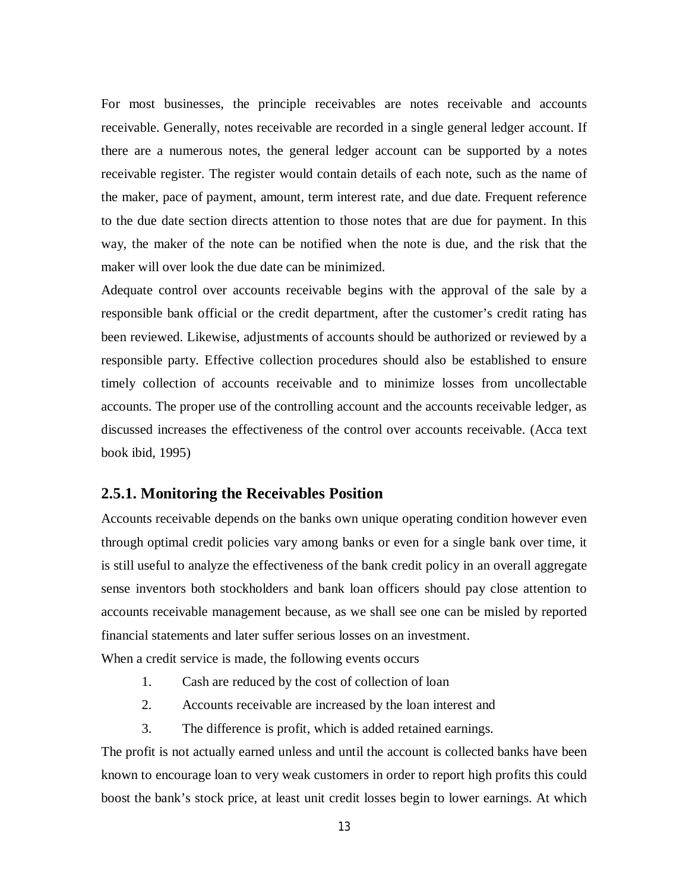For most businesses, the principle receivables are notes receivable and accounts receivable. Generally, notes receivable are recorded in a single general ledger account. If there are a numerous notes, the general ledger account can be supported by a notes receivable register. The register would contain details of each note, such as the name of the maker, pace of payment, amount, term interest rate, and due date. Frequent reference to the due date section directs attention to those notes that are due for payment. In this way, the maker of the note can be notified when the note is due, and the risk that the maker will over look the due date can be minimized.

Adequate control over accounts receivable begins with the approval of the sale by a responsible bank official or the credit department, after the customer's credit rating has been reviewed. Likewise, adjustments of accounts should be authorized or reviewed by a responsible party. Effective collection procedures should also be established to ensure timely collection of accounts receivable and to minimize losses from uncollectable accounts. The proper use of the controlling account and the accounts receivable ledger, as discussed increases the effectiveness of the control over accounts receivable. (Acca text book ibid, 1995)

### 2.5.1. Monitoring the Receivables Position

Accounts receivable depends on the banks own unique operating condition however even through optimal credit policies vary among banks or even for a single bank over time, it is still useful to analyze the effectiveness of the bank credit policy in an overall aggregate sense inventors both stockholders and bank loan officers should pay close attention to accounts receivable management because, as we shall see one can be misled by reported financial statements and later suffer serious losses on an investment.

When a credit service is made, the following events occurs

1. Cash are reduced by the cost of collection of loan
2. Accounts receivable are increased by the loan interest and
3. The difference is profit, which is added retained earnings.

The profit is not actually earned unless and until the account is collected banks have been known to encourage loan to very weak customers in order to report high profits this could boost the bank's stock price, at least unit credit losses begin to lower earnings. At which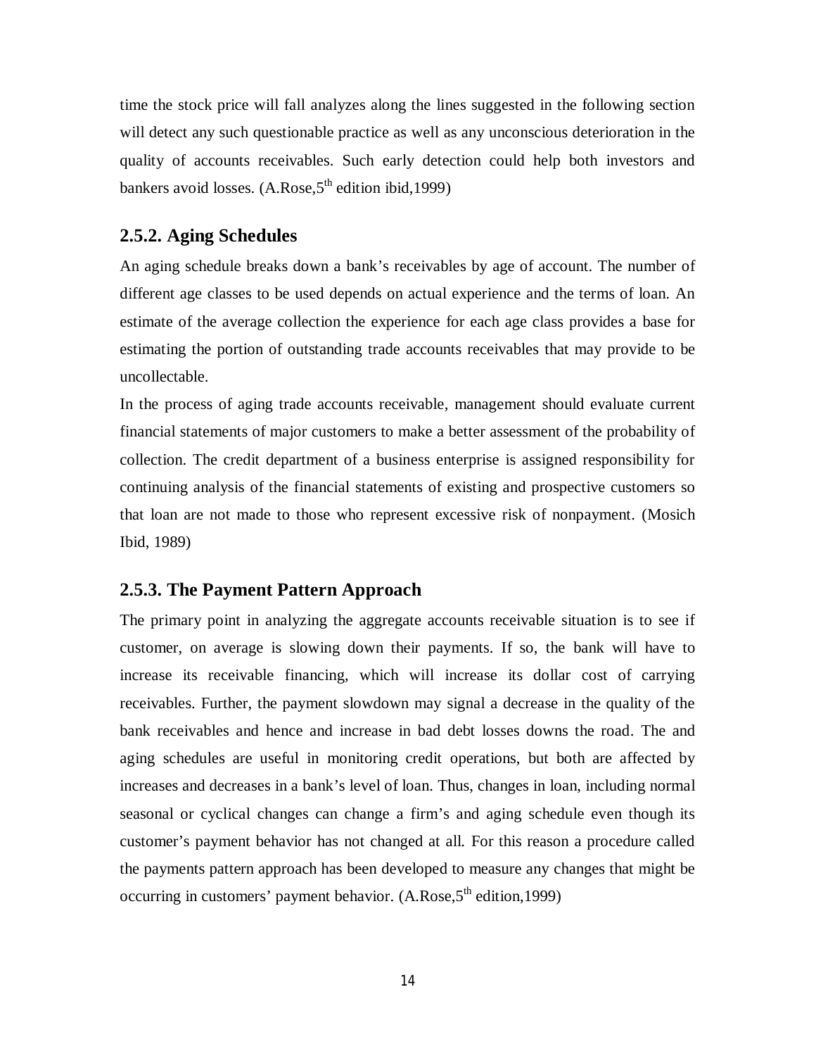time the stock price will fall analyzes along the lines suggested in the following section will detect any such questionable practice as well as any unconscious deterioration in the quality of accounts receivables. Such early detection could help both investors and bankers avoid losses. (A.Rose,5th edition ibid,1999)

## 2.5.2. Aging Schedules

An aging schedule breaks down a bank's receivables by age of account. The number of different age classes to be used depends on actual experience and the terms of loan. An estimate of the average collection the experience for each age class provides a base for estimating the portion of outstanding trade accounts receivables that may provide to be uncollectable.

In the process of aging trade accounts receivable, management should evaluate current financial statements of major customers to make a better assessment of the probability of collection. The credit department of a business enterprise is assigned responsibility for continuing analysis of the financial statements of existing and prospective customers so that loan are not made to those who represent excessive risk of nonpayment. (Mosich Ibid, 1989)

## 2.5.3. The Payment Pattern Approach

The primary point in analyzing the aggregate accounts receivable situation is to see if customer, on average is slowing down their payments. If so, the bank will have to increase its receivable financing, which will increase its dollar cost of carrying receivables. Further, the payment slowdown may signal a decrease in the quality of the bank receivables and hence and increase in bad debt losses downs the road. The and aging schedules are useful in monitoring credit operations, but both are affected by increases and decreases in a bank's level of loan. Thus, changes in loan, including normal seasonal or cyclical changes can change a firm's and aging schedule even though its customer's payment behavior has not changed at all. For this reason a procedure called the payments pattern approach has been developed to measure any changes that might be occurring in customers' payment behavior. (A.Rose,5th edition,1999)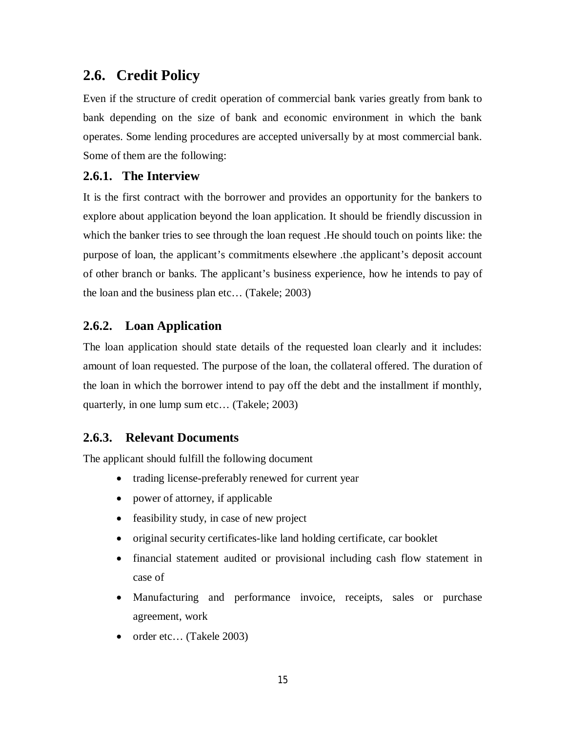## 2.6. Credit Policy

Even if the structure of credit operation of commercial bank varies greatly from bank to bank depending on the size of bank and economic environment in which the bank operates. Some lending procedures are accepted universally by at most commercial bank. Some of them are the following:

### 2.6.1. The Interview

It is the first contract with the borrower and provides an opportunity for the bankers to explore about application beyond the loan application. It should be friendly discussion in which the banker tries to see through the loan request .He should touch on points like: the purpose of loan, the applicant's commitments elsewhere .the applicant's deposit account of other branch or banks. The applicant's business experience, how he intends to pay of the loan and the business plan etc… (Takele; 2003)

### 2.6.2. Loan Application

The loan application should state details of the requested loan clearly and it includes: amount of loan requested. The purpose of the loan, the collateral offered. The duration of the loan in which the borrower intend to pay off the debt and the installment if monthly, quarterly, in one lump sum etc… (Takele; 2003)

### 2.6.3. Relevant Documents

The applicant should fulfill the following document

- trading license-preferably renewed for current year
- power of attorney, if applicable
- feasibility study, in case of new project
- original security certificates-like land holding certificate, car booklet
- financial statement audited or provisional including cash flow statement in case of
- Manufacturing and performance invoice, receipts, sales or purchase agreement, work
- order etc… (Takele 2003)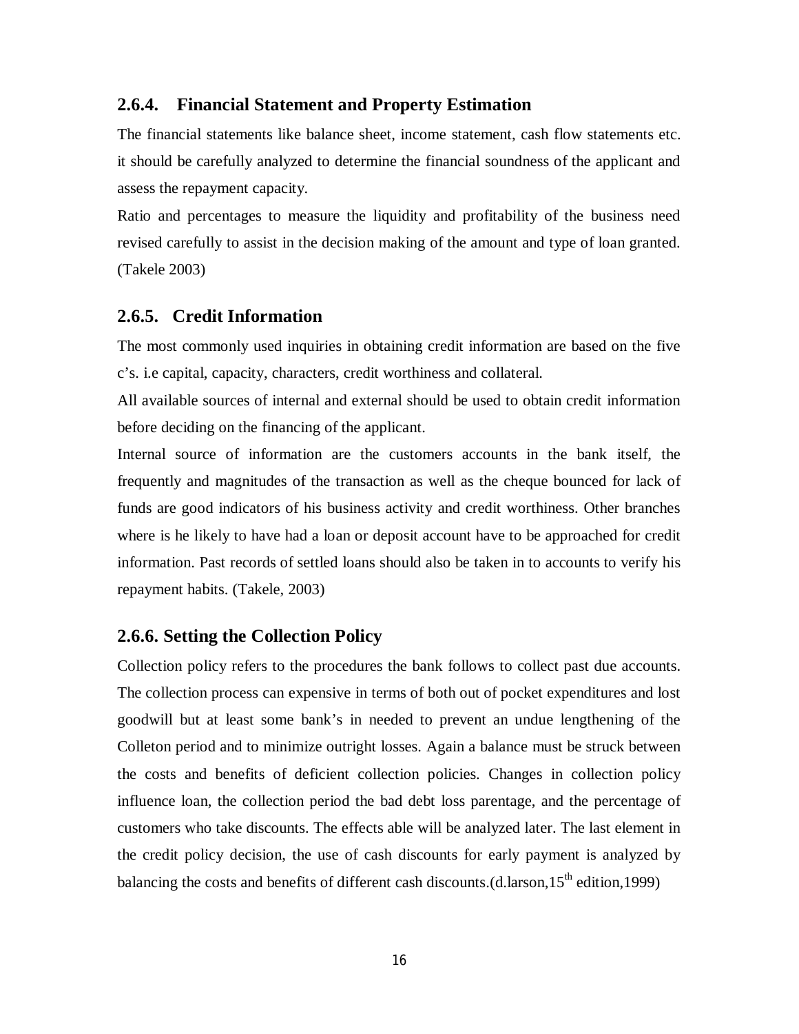### 2.6.4. Financial Statement and Property Estimation

The financial statements like balance sheet, income statement, cash flow statements etc. it should be carefully analyzed to determine the financial soundness of the applicant and assess the repayment capacity.

Ratio and percentages to measure the liquidity and profitability of the business need revised carefully to assist in the decision making of the amount and type of loan granted. (Takele 2003)

### 2.6.5. Credit Information

The most commonly used inquiries in obtaining credit information are based on the five c's. i.e capital, capacity, characters, credit worthiness and collateral.

All available sources of internal and external should be used to obtain credit information before deciding on the financing of the applicant.

Internal source of information are the customers accounts in the bank itself, the frequently and magnitudes of the transaction as well as the cheque bounced for lack of funds are good indicators of his business activity and credit worthiness. Other branches where is he likely to have had a loan or deposit account have to be approached for credit information. Past records of settled loans should also be taken in to accounts to verify his repayment habits. (Takele, 2003)

### 2.6.6. Setting the Collection Policy

Collection policy refers to the procedures the bank follows to collect past due accounts. The collection process can expensive in terms of both out of pocket expenditures and lost goodwill but at least some bank's in needed to prevent an undue lengthening of the Colleton period and to minimize outright losses. Again a balance must be struck between the costs and benefits of deficient collection policies. Changes in collection policy influence loan, the collection period the bad debt loss parentage, and the percentage of customers who take discounts. The effects able will be analyzed later. The last element in the credit policy decision, the use of cash discounts for early payment is analyzed by balancing the costs and benefits of different cash discounts.(d.larson,15th edition,1999)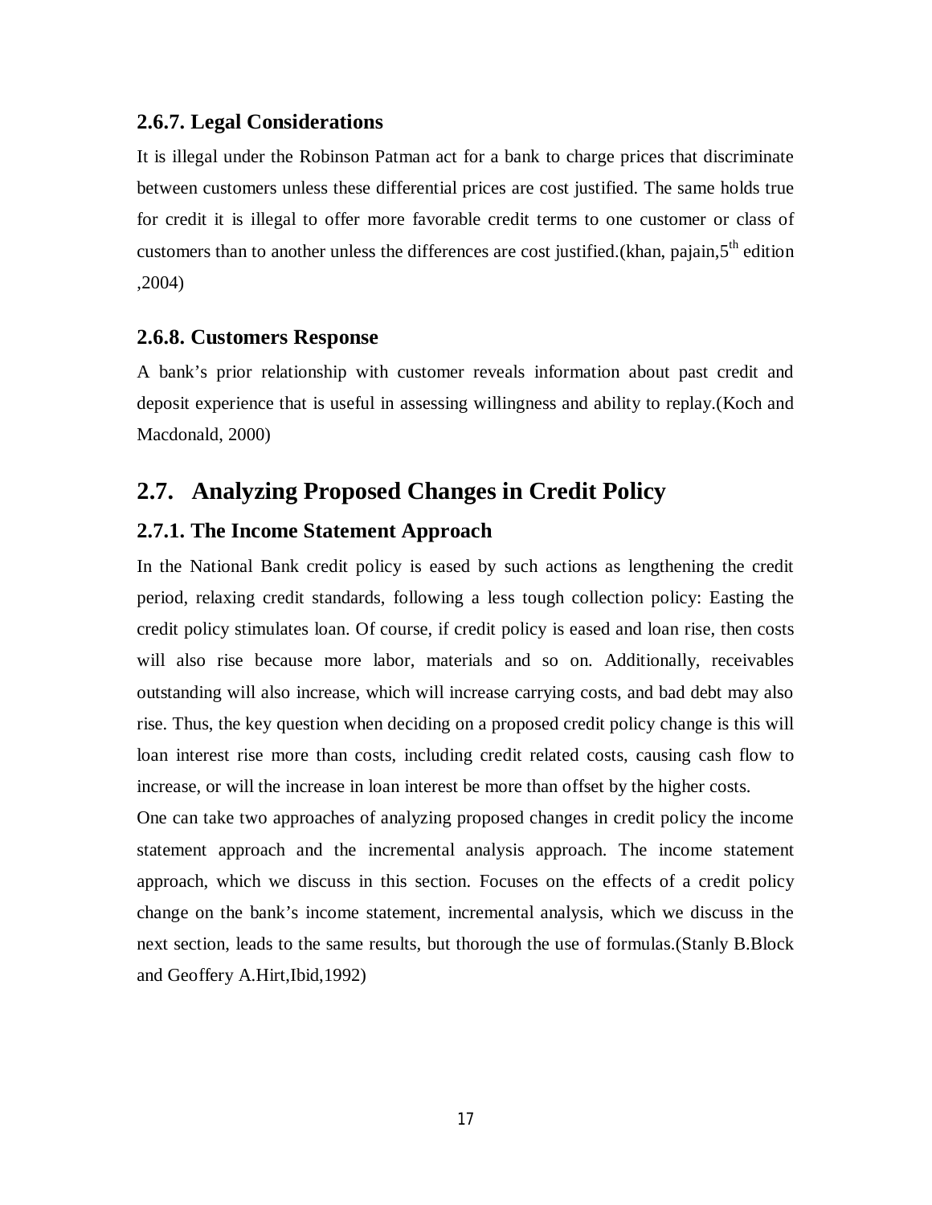### 2.6.7. Legal Considerations

It is illegal under the Robinson Patman act for a bank to charge prices that discriminate between customers unless these differential prices are cost justified. The same holds true for credit it is illegal to offer more favorable credit terms to one customer or class of customers than to another unless the differences are cost justified.(khan, pajain,5th edition ,2004)

### 2.6.8. Customers Response

A bank's prior relationship with customer reveals information about past credit and deposit experience that is useful in assessing willingness and ability to replay.(Koch and Macdonald, 2000)

## 2.7. Analyzing Proposed Changes in Credit Policy

### 2.7.1. The Income Statement Approach

In the National Bank credit policy is eased by such actions as lengthening the credit period, relaxing credit standards, following a less tough collection policy: Easting the credit policy stimulates loan. Of course, if credit policy is eased and loan rise, then costs will also rise because more labor, materials and so on. Additionally, receivables outstanding will also increase, which will increase carrying costs, and bad debt may also rise. Thus, the key question when deciding on a proposed credit policy change is this will loan interest rise more than costs, including credit related costs, causing cash flow to increase, or will the increase in loan interest be more than offset by the higher costs.

One can take two approaches of analyzing proposed changes in credit policy the income statement approach and the incremental analysis approach. The income statement approach, which we discuss in this section. Focuses on the effects of a credit policy change on the bank's income statement, incremental analysis, which we discuss in the next section, leads to the same results, but thorough the use of formulas.(Stanly B.Block and Geoffery A.Hirt,Ibid,1992)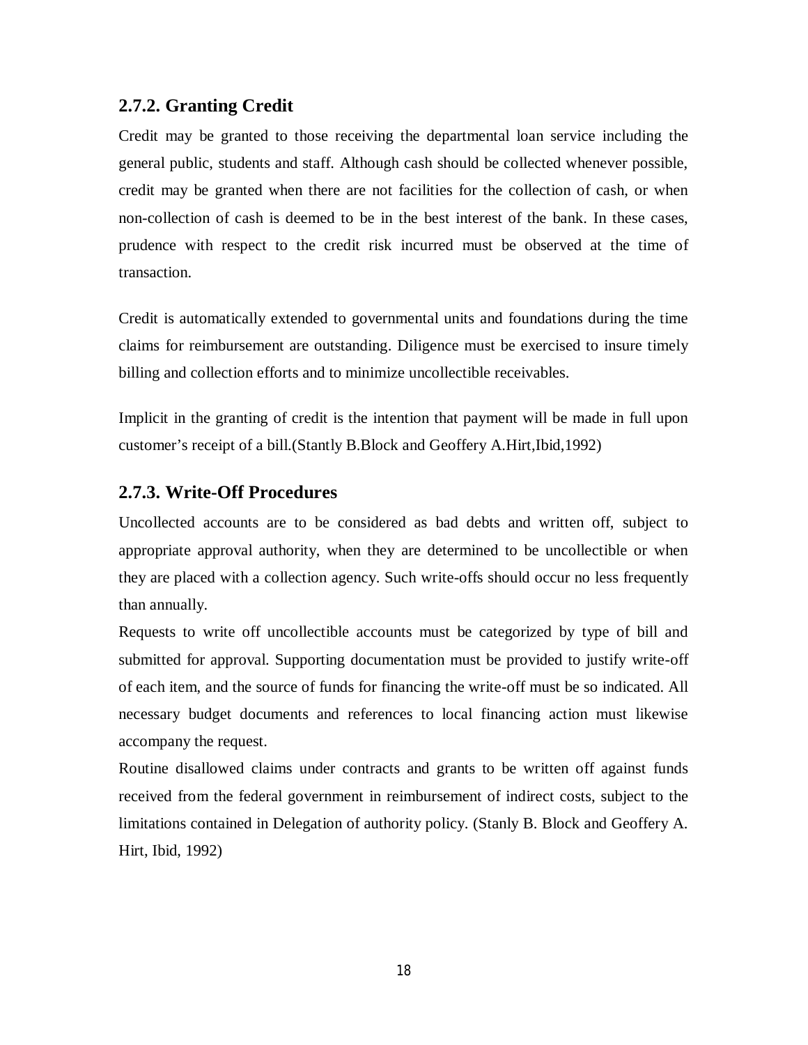### 2.7.2. Granting Credit

Credit may be granted to those receiving the departmental loan service including the general public, students and staff. Although cash should be collected whenever possible, credit may be granted when there are not facilities for the collection of cash, or when non-collection of cash is deemed to be in the best interest of the bank. In these cases, prudence with respect to the credit risk incurred must be observed at the time of transaction.

Credit is automatically extended to governmental units and foundations during the time claims for reimbursement are outstanding. Diligence must be exercised to insure timely billing and collection efforts and to minimize uncollectible receivables.

Implicit in the granting of credit is the intention that payment will be made in full upon customer's receipt of a bill.(Stantly B.Block and Geoffery A.Hirt,Ibid,1992)

### 2.7.3. Write-Off Procedures

Uncollected accounts are to be considered as bad debts and written off, subject to appropriate approval authority, when they are determined to be uncollectible or when they are placed with a collection agency. Such write-offs should occur no less frequently than annually.

Requests to write off uncollectible accounts must be categorized by type of bill and submitted for approval. Supporting documentation must be provided to justify write-off of each item, and the source of funds for financing the write-off must be so indicated. All necessary budget documents and references to local financing action must likewise accompany the request.

Routine disallowed claims under contracts and grants to be written off against funds received from the federal government in reimbursement of indirect costs, subject to the limitations contained in Delegation of authority policy. (Stanly B. Block and Geoffery A. Hirt, Ibid, 1992)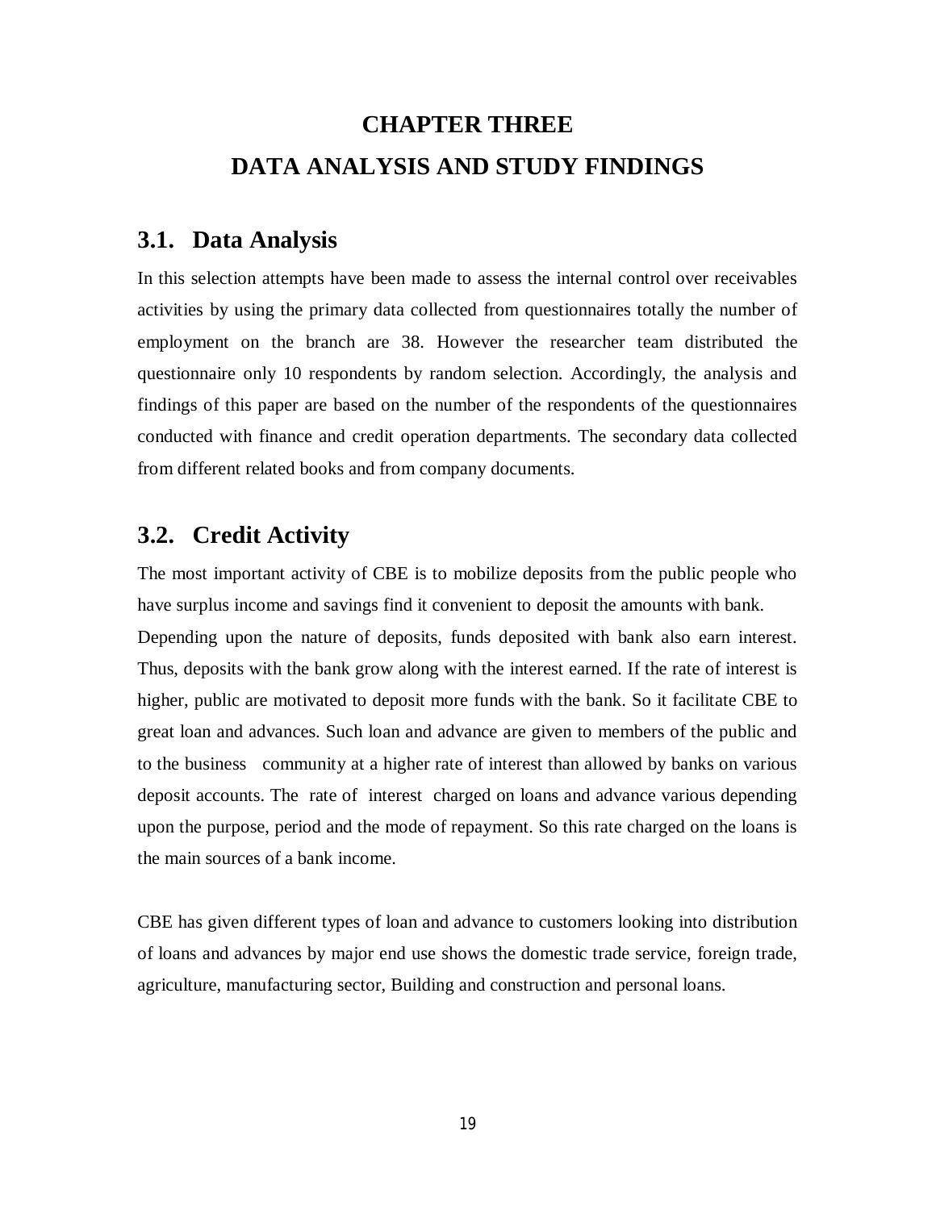# CHAPTER THREE

# DATA ANALYSIS AND STUDY FINDINGS

## 3.1. Data Analysis

In this selection attempts have been made to assess the internal control over receivables activities by using the primary data collected from questionnaires totally the number of employment on the branch are 38. However the researcher team distributed the questionnaire only 10 respondents by random selection. Accordingly, the analysis and findings of this paper are based on the number of the respondents of the questionnaires conducted with finance and credit operation departments. The secondary data collected from different related books and from company documents.

## 3.2. Credit Activity

The most important activity of CBE is to mobilize deposits from the public people who have surplus income and savings find it convenient to deposit the amounts with bank. Depending upon the nature of deposits, funds deposited with bank also earn interest. Thus, deposits with the bank grow along with the interest earned. If the rate of interest is higher, public are motivated to deposit more funds with the bank. So it facilitate CBE to great loan and advances. Such loan and advance are given to members of the public and to the business community at a higher rate of interest than allowed by banks on various deposit accounts. The rate of interest charged on loans and advance various depending upon the purpose, period and the mode of repayment. So this rate charged on the loans is the main sources of a bank income.

CBE has given different types of loan and advance to customers looking into distribution of loans and advances by major end use shows the domestic trade service, foreign trade, agriculture, manufacturing sector, Building and construction and personal loans.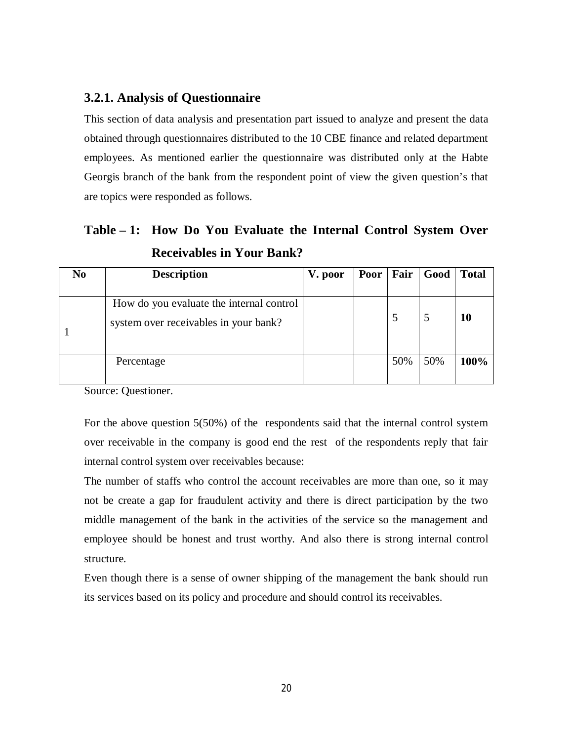### 3.2.1. Analysis of Questionnaire

This section of data analysis and presentation part issued to analyze and present the data obtained through questionnaires distributed to the 10 CBE finance and related department employees. As mentioned earlier the questionnaire was distributed only at the Habte Georgis branch of the bank from the respondent point of view the given question's that are topics were responded as follows.

## Table – 1: How Do You Evaluate the Internal Control System Over Receivables in Your Bank?

| No | Description | V. poor | Poor | Fair | Good | Total |
|---|---|---|---|---|---|---|
| 1 | How do you evaluate the internal control system over receivables in your bank? | | | 5 | 5 | **10** |
| | Percentage | | | 50% | 50% | **100%** |

Source: Questioner.

For the above question 5(50%) of the respondents said that the internal control system over receivable in the company is good end the rest of the respondents reply that fair internal control system over receivables because:

The number of staffs who control the account receivables are more than one, so it may not be create a gap for fraudulent activity and there is direct participation by the two middle management of the bank in the activities of the service so the management and employee should be honest and trust worthy. And also there is strong internal control structure.

Even though there is a sense of owner shipping of the management the bank should run its services based on its policy and procedure and should control its receivables.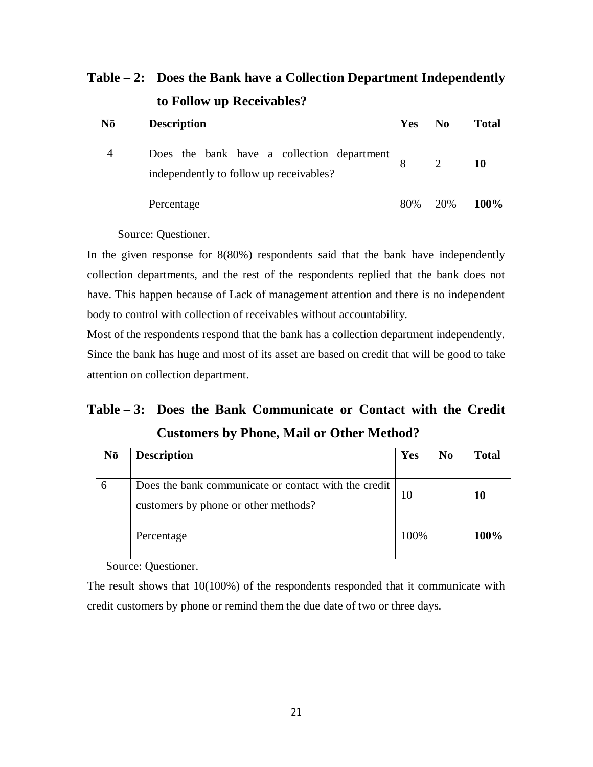**Table – 2: Does the Bank have a Collection Department Independently to Follow up Receivables?**

| Nō | Description | Yes | No | Total |
|---|---|---|---|---|
| 4 | Does the bank have a collection department independently to follow up receivables? | 8 | 2 | **10** |
| | Percentage | 80% | 20% | **100%** |

Source: Questioner.

In the given response for 8(80%) respondents said that the bank have independently collection departments, and the rest of the respondents replied that the bank does not have. This happen because of Lack of management attention and there is no independent body to control with collection of receivables without accountability.

Most of the respondents respond that the bank has a collection department independently. Since the bank has huge and most of its asset are based on credit that will be good to take attention on collection department.

**Table – 3: Does the Bank Communicate or Contact with the Credit Customers by Phone, Mail or Other Method?**

| Nō | Description | Yes | No | Total |
|---|---|---|---|---|
| 6 | Does the bank communicate or contact with the credit customers by phone or other methods? | 10 | | **10** |
| | Percentage | 100% | | **100%** |

Source: Questioner.

The result shows that 10(100%) of the respondents responded that it communicate with credit customers by phone or remind them the due date of two or three days.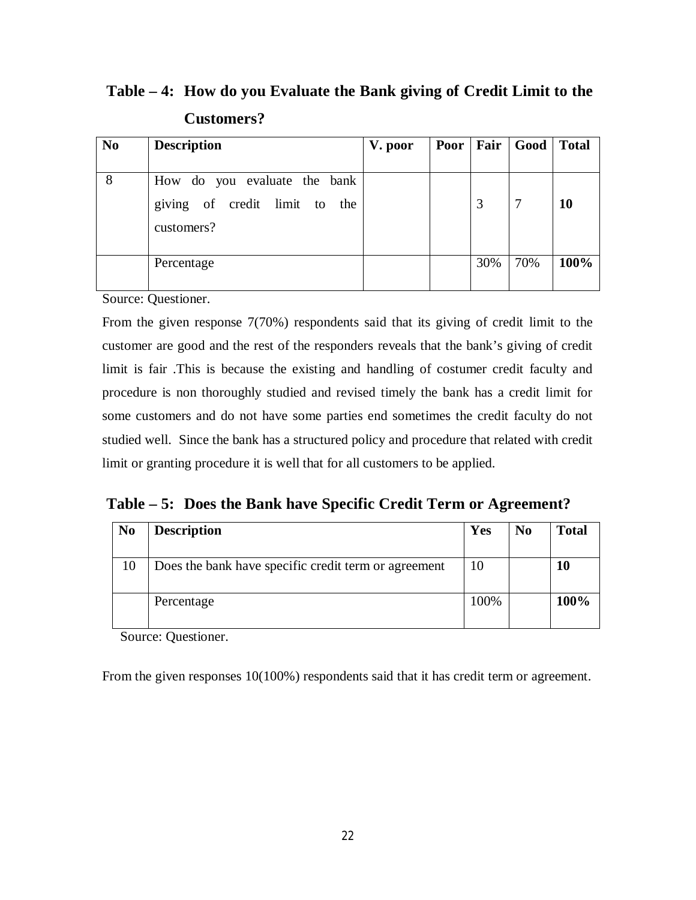**Table – 4: How do you Evaluate the Bank giving of Credit Limit to the Customers?**

| No | Description | V. poor | Poor | Fair | Good | Total |
|---|---|---|---|---|---|---|
| 8 | How do you evaluate the bank giving of credit limit to the customers? | | | 3 | 7 | **10** |
| | Percentage | | | 30% | 70% | **100%** |

Source: Questioner.

From the given response 7(70%) respondents said that its giving of credit limit to the customer are good and the rest of the responders reveals that the bank's giving of credit limit is fair .This is because the existing and handling of costumer credit faculty and procedure is non thoroughly studied and revised timely the bank has a credit limit for some customers and do not have some parties end sometimes the credit faculty do not studied well. Since the bank has a structured policy and procedure that related with credit limit or granting procedure it is well that for all customers to be applied.

**Table – 5: Does the Bank have Specific Credit Term or Agreement?**

| No | Description | Yes | No | Total |
|---|---|---|---|---|
| 10 | Does the bank have specific credit term or agreement | 10 | | **10** |
| | Percentage | 100% | | **100%** |

Source: Questioner.

From the given responses 10(100%) respondents said that it has credit term or agreement.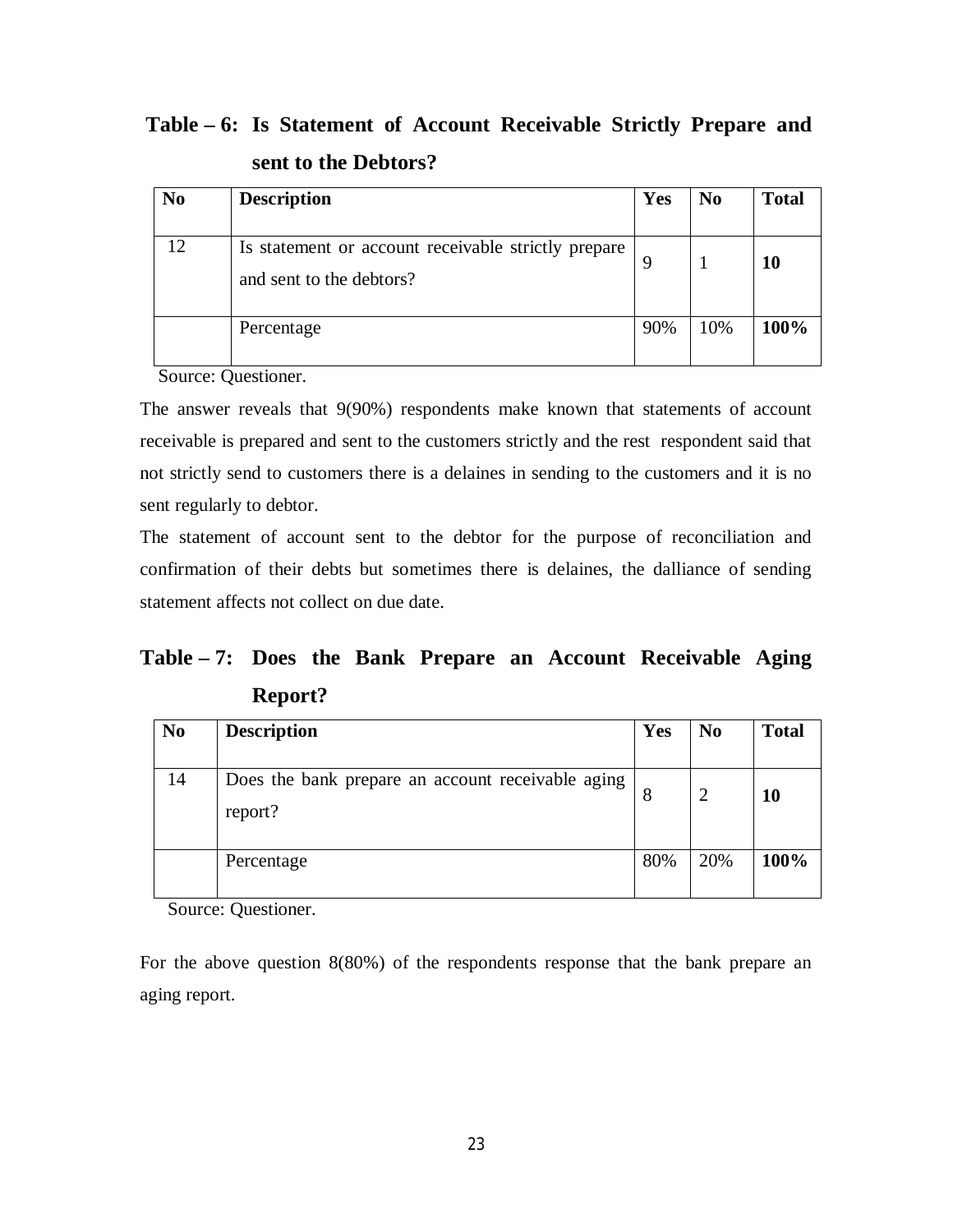**Table – 6: Is Statement of Account Receivable Strictly Prepare and sent to the Debtors?**

| No | Description | Yes | No | Total |
|---|---|---|---|---|
| 12 | Is statement or account receivable strictly prepare and sent to the debtors? | 9 | 1 | **10** |
| | Percentage | 90% | 10% | **100%** |

Source: Questioner.

The answer reveals that 9(90%) respondents make known that statements of account receivable is prepared and sent to the customers strictly and the rest respondent said that not strictly send to customers there is a delaines in sending to the customers and it is no sent regularly to debtor.

The statement of account sent to the debtor for the purpose of reconciliation and confirmation of their debts but sometimes there is delaines, the dalliance of sending statement affects not collect on due date.

**Table – 7: Does the Bank Prepare an Account Receivable Aging Report?**

| No | Description | Yes | No | Total |
|---|---|---|---|---|
| 14 | Does the bank prepare an account receivable aging report? | 8 | 2 | **10** |
| | Percentage | 80% | 20% | **100%** |

Source: Questioner.

For the above question 8(80%) of the respondents response that the bank prepare an aging report.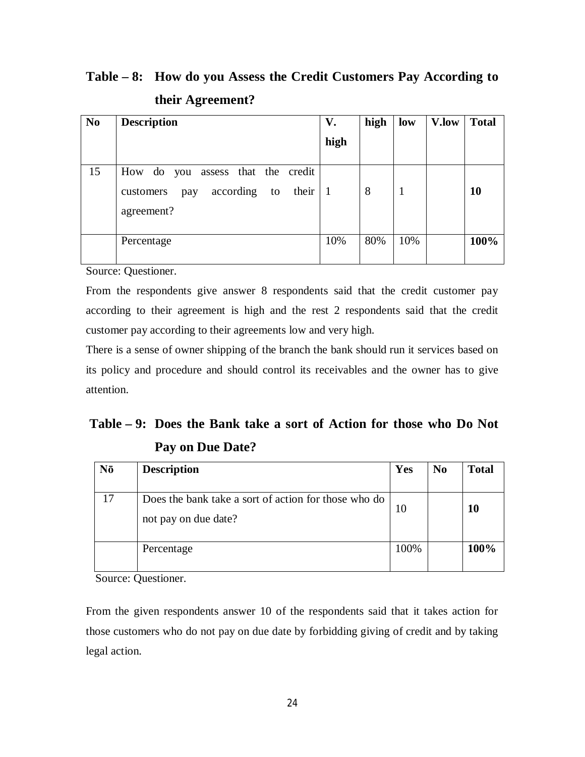**Table – 8: How do you Assess the Credit Customers Pay According to their Agreement?**

| No | Description | V. high | high | low | V.low | Total |
|---|---|---|---|---|---|---|
| 15 | How do you assess that the credit customers pay according to their agreement? | 1 | 8 | 1 | | **10** |
| | Percentage | 10% | 80% | 10% | | **100%** |

Source: Questioner.

From the respondents give answer 8 respondents said that the credit customer pay according to their agreement is high and the rest 2 respondents said that the credit customer pay according to their agreements low and very high.

There is a sense of owner shipping of the branch the bank should run it services based on its policy and procedure and should control its receivables and the owner has to give attention.

**Table – 9: Does the Bank take a sort of Action for those who Do Not Pay on Due Date?**

| Nō | Description | Yes | No | Total |
|---|---|---|---|---|
| 17 | Does the bank take a sort of action for those who do not pay on due date? | 10 | | **10** |
| | Percentage | 100% | | **100%** |

Source: Questioner.

From the given respondents answer 10 of the respondents said that it takes action for those customers who do not pay on due date by forbidding giving of credit and by taking legal action.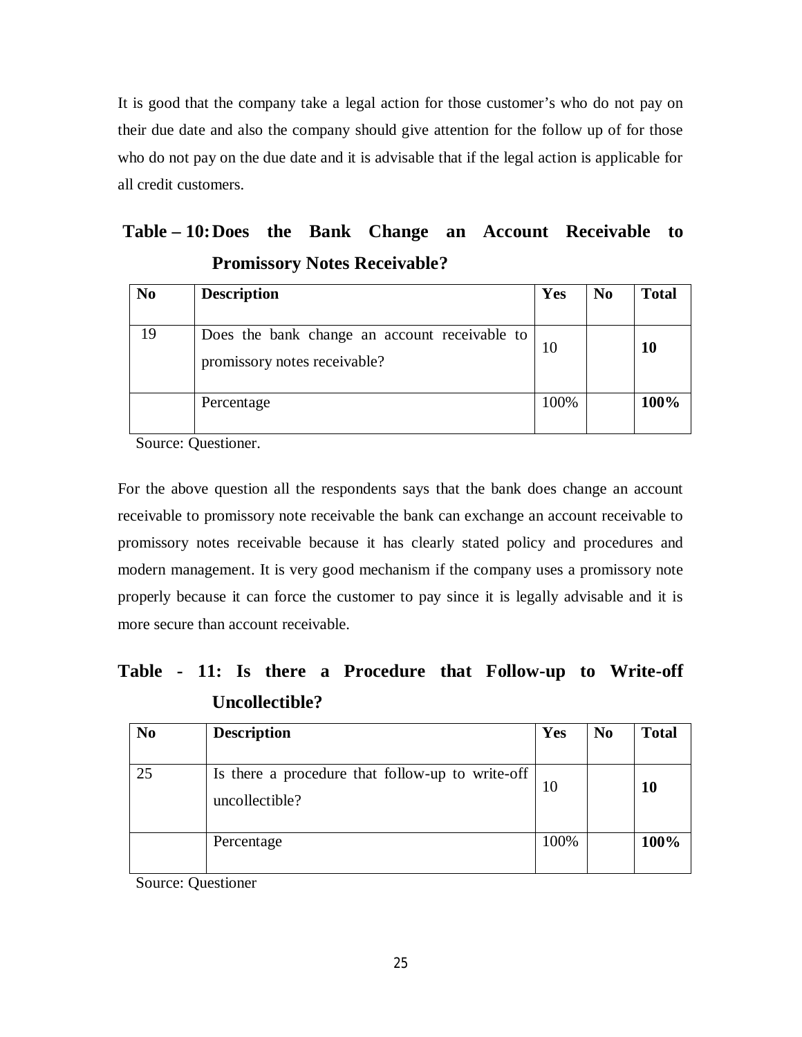It is good that the company take a legal action for those customer's who do not pay on their due date and also the company should give attention for the follow up of for those who do not pay on the due date and it is advisable that if the legal action is applicable for all credit customers.

**Table – 10: Does the Bank Change an Account Receivable to Promissory Notes Receivable?**

| No | Description | Yes | No | Total |
|---|---|---|---|---|
| 19 | Does the bank change an account receivable to promissory notes receivable? | 10 | | **10** |
| | Percentage | 100% | | **100%** |

Source: Questioner.

For the above question all the respondents says that the bank does change an account receivable to promissory note receivable the bank can exchange an account receivable to promissory notes receivable because it has clearly stated policy and procedures and modern management. It is very good mechanism if the company uses a promissory note properly because it can force the customer to pay since it is legally advisable and it is more secure than account receivable.

**Table - 11: Is there a Procedure that Follow-up to Write-off Uncollectible?**

| No | Description | Yes | No | Total |
|---|---|---|---|---|
| 25 | Is there a procedure that follow-up to write-off uncollectible? | 10 | | **10** |
| | Percentage | 100% | | **100%** |

Source: Questioner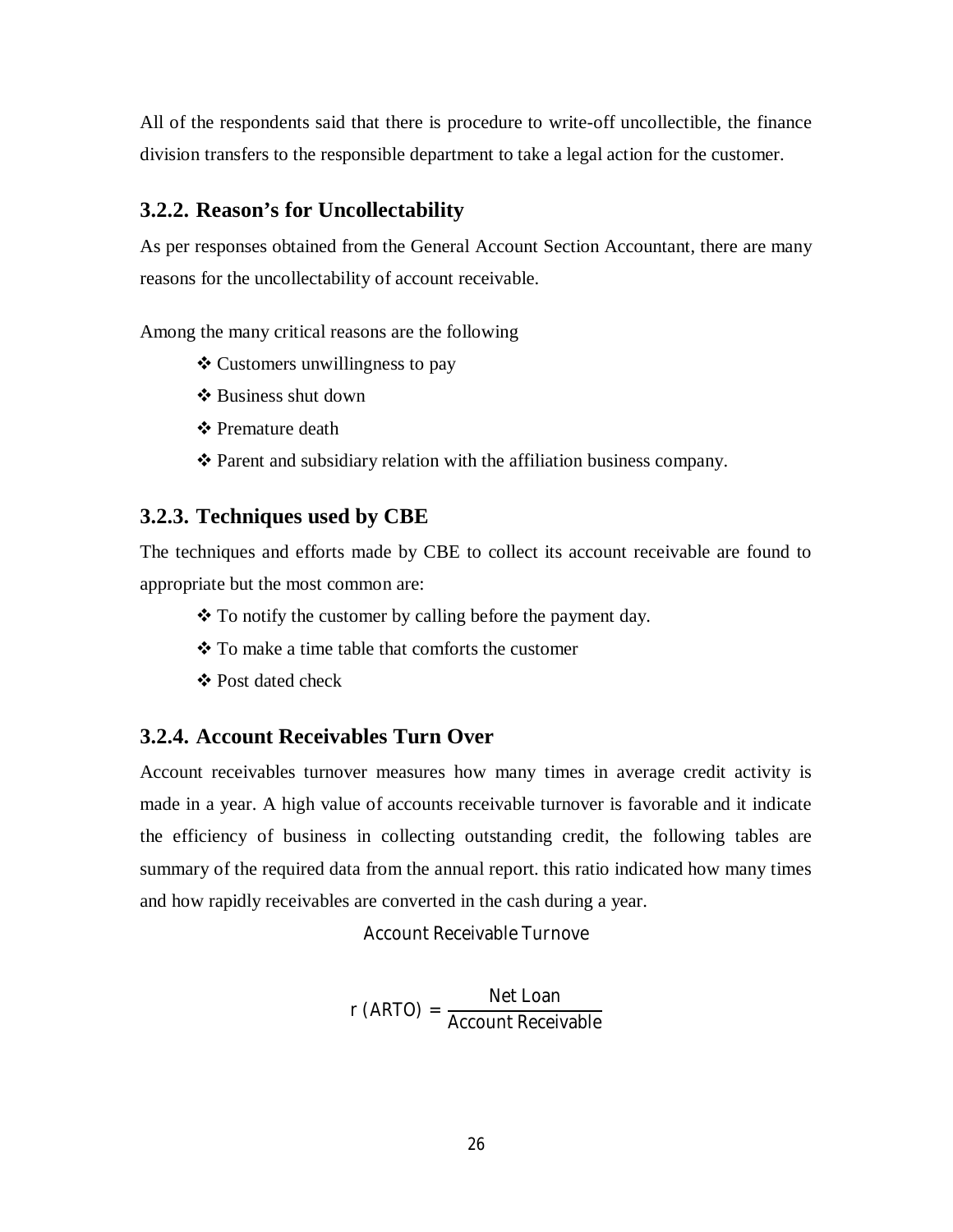All of the respondents said that there is procedure to write-off uncollectible, the finance division transfers to the responsible department to take a legal action for the customer.

### 3.2.2. Reason's for Uncollectability

As per responses obtained from the General Account Section Accountant, there are many reasons for the uncollectability of account receivable.

Among the many critical reasons are the following

- ❖ Customers unwillingness to pay
- ❖ Business shut down
- ❖ Premature death
- ❖ Parent and subsidiary relation with the affiliation business company.

### 3.2.3. Techniques used by CBE

The techniques and efforts made by CBE to collect its account receivable are found to appropriate but the most common are:

- ❖ To notify the customer by calling before the payment day.
- ❖ To make a time table that comforts the customer
- ❖ Post dated check

### 3.2.4. Account Receivables Turn Over

Account receivables turnover measures how many times in average credit activity is made in a year. A high value of accounts receivable turnover is favorable and it indicate the efficiency of business in collecting outstanding credit, the following tables are summary of the required data from the annual report. this ratio indicated how many times and how rapidly receivables are converted in the cash during a year.

$$\text{Account Receivable Turnover (ARTO)} = \frac{\text{Net Loan}}{\text{Account Receivable}}$$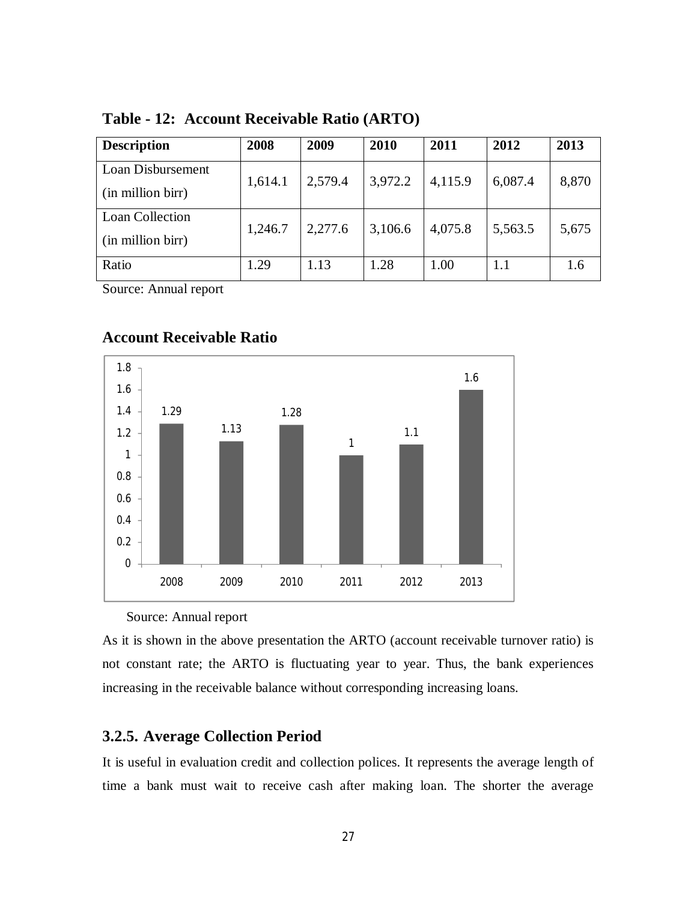**Table - 12: Account Receivable Ratio (ARTO)**

| Description | 2008 | 2009 | 2010 | 2011 | 2012 | 2013 |
|---|---|---|---|---|---|---|
| Loan Disbursement (in million birr) | 1,614.1 | 2,579.4 | 3,972.2 | 4,115.9 | 6,087.4 | 8,870 |
| Loan Collection (in million birr) | 1,246.7 | 2,277.6 | 3,106.6 | 4,075.8 | 5,563.5 | 5,675 |
| Ratio | 1.29 | 1.13 | 1.28 | 1.00 | 1.1 | 1.6 |

Source: Annual report

**Account Receivable Ratio**

Source: Annual report

As it is shown in the above presentation the ARTO (account receivable turnover ratio) is not constant rate; the ARTO is fluctuating year to year. Thus, the bank experiences increasing in the receivable balance without corresponding increasing loans.

### 3.2.5. Average Collection Period

It is useful in evaluation credit and collection polices. It represents the average length of time a bank must wait to receive cash after making loan. The shorter the average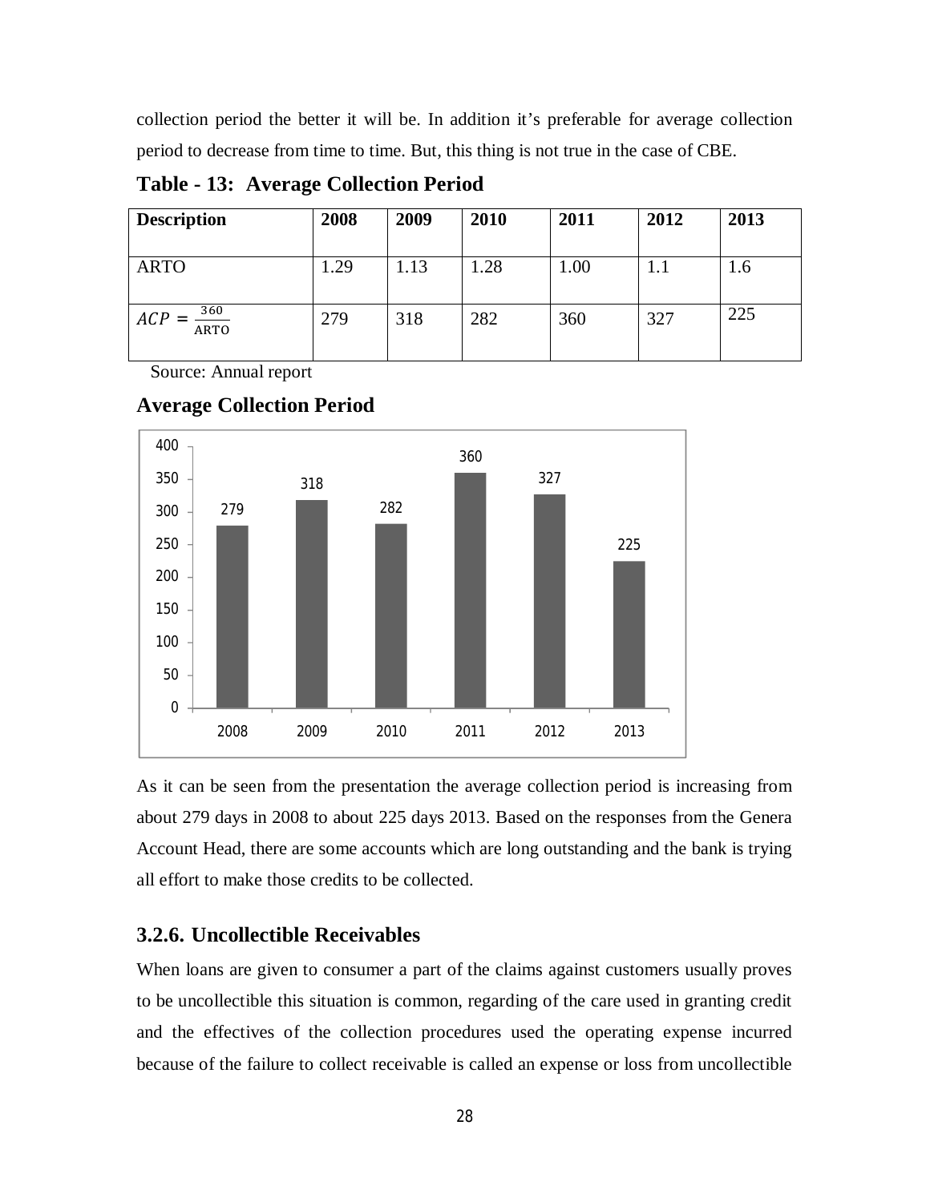collection period the better it will be. In addition it's preferable for average collection period to decrease from time to time. But, this thing is not true in the case of CBE.

**Table - 13: Average Collection Period**

| Description | 2008 | 2009 | 2010 | 2011 | 2012 | 2013 |
|---|---|---|---|---|---|---|
| ARTO | 1.29 | 1.13 | 1.28 | 1.00 | 1.1 | 1.6 |
| $ACP = \frac{360}{\text{ARTO}}$ | 279 | 318 | 282 | 360 | 327 | 225 |

Source: Annual report

**Average Collection Period**

| Year | 2008 | 2009 | 2010 | 2011 | 2012 | 2013 |
|---|---|---|---|---|---|---|
| Average Collection Period | 279 | 318 | 282 | 360 | 327 | 225 |

As it can be seen from the presentation the average collection period is increasing from about 279 days in 2008 to about 225 days 2013. Based on the responses from the Genera Account Head, there are some accounts which are long outstanding and the bank is trying all effort to make those credits to be collected.

### 3.2.6. Uncollectible Receivables

When loans are given to consumer a part of the claims against customers usually proves to be uncollectible this situation is common, regarding of the care used in granting credit and the effectives of the collection procedures used the operating expense incurred because of the failure to collect receivable is called an expense or loss from uncollectible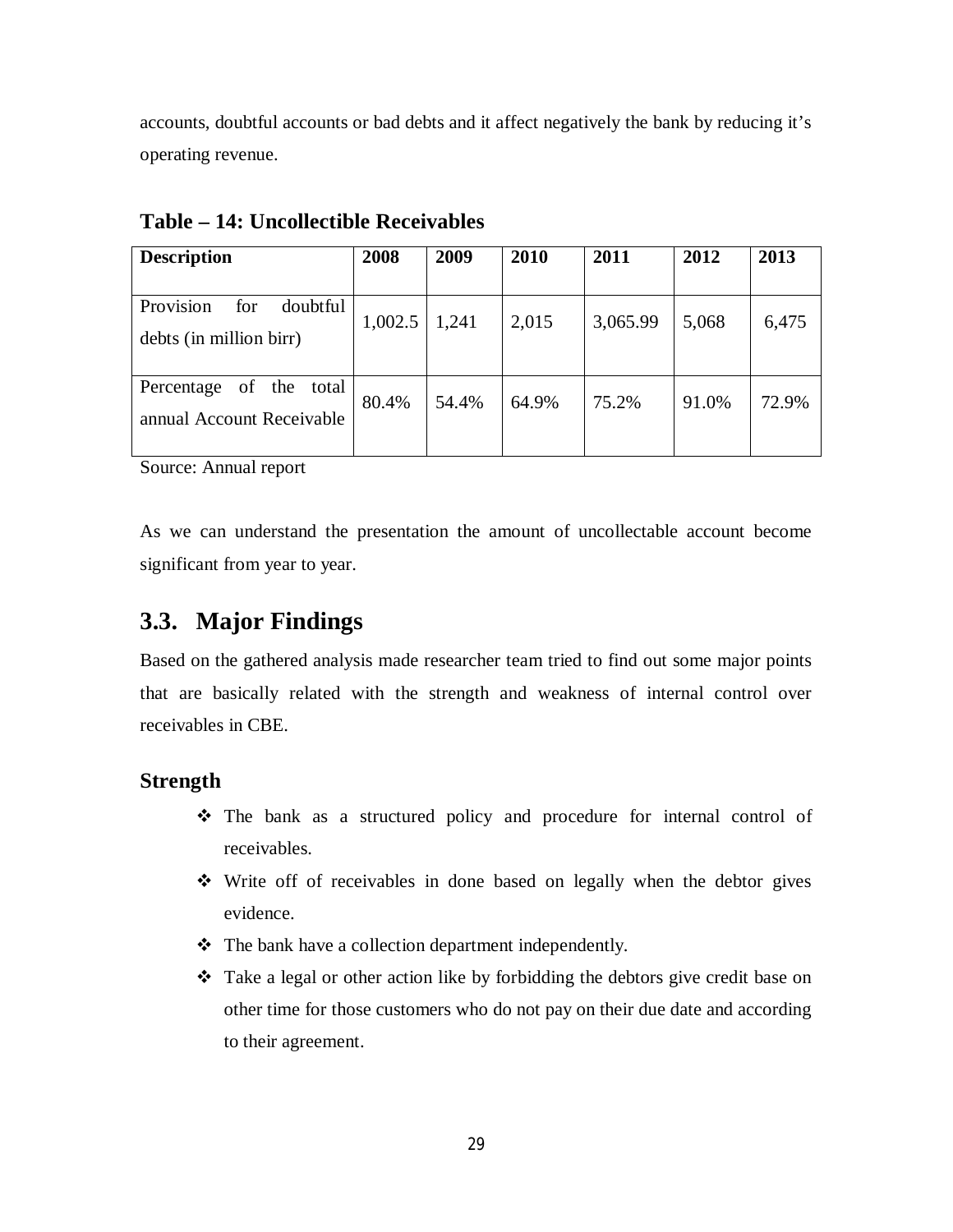accounts, doubtful accounts or bad debts and it affect negatively the bank by reducing it's operating revenue.

**Table – 14: Uncollectible Receivables**

| Description | 2008 | 2009 | 2010 | 2011 | 2012 | 2013 |
|---|---|---|---|---|---|---|
| Provision for doubtful debts (in million birr) | 1,002.5 | 1,241 | 2,015 | 3,065.99 | 5,068 | 6,475 |
| Percentage of the total annual Account Receivable | 80.4% | 54.4% | 64.9% | 75.2% | 91.0% | 72.9% |

Source: Annual report

As we can understand the presentation the amount of uncollectable account become significant from year to year.

## 3.3. Major Findings

Based on the gathered analysis made researcher team tried to find out some major points that are basically related with the strength and weakness of internal control over receivables in CBE.

### Strength

- The bank as a structured policy and procedure for internal control of receivables.
- Write off of receivables in done based on legally when the debtor gives evidence.
- The bank have a collection department independently.
- Take a legal or other action like by forbidding the debtors give credit base on other time for those customers who do not pay on their due date and according to their agreement.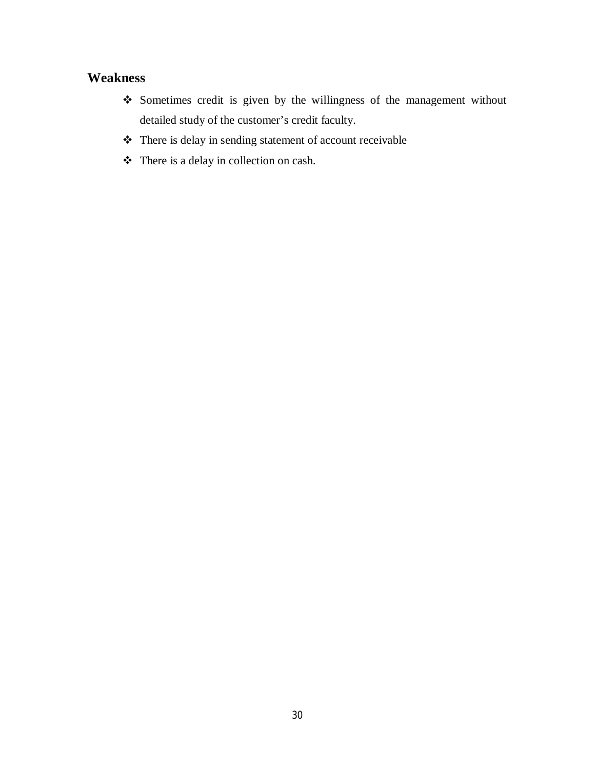## Weakness

- Sometimes credit is given by the willingness of the management without detailed study of the customer's credit faculty.
- There is delay in sending statement of account receivable
- There is a delay in collection on cash.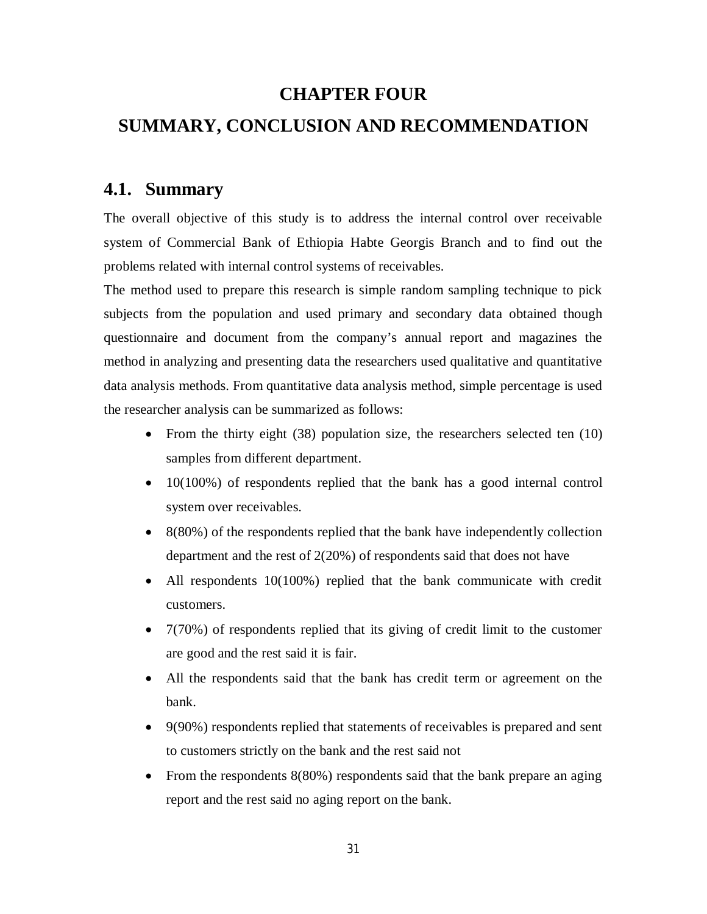# CHAPTER FOUR

# SUMMARY, CONCLUSION AND RECOMMENDATION

## 4.1. Summary

The overall objective of this study is to address the internal control over receivable system of Commercial Bank of Ethiopia Habte Georgis Branch and to find out the problems related with internal control systems of receivables.

The method used to prepare this research is simple random sampling technique to pick subjects from the population and used primary and secondary data obtained though questionnaire and document from the company's annual report and magazines the method in analyzing and presenting data the researchers used qualitative and quantitative data analysis methods. From quantitative data analysis method, simple percentage is used the researcher analysis can be summarized as follows:

- From the thirty eight (38) population size, the researchers selected ten (10) samples from different department.
- 10(100%) of respondents replied that the bank has a good internal control system over receivables.
- 8(80%) of the respondents replied that the bank have independently collection department and the rest of 2(20%) of respondents said that does not have
- All respondents 10(100%) replied that the bank communicate with credit customers.
- 7(70%) of respondents replied that its giving of credit limit to the customer are good and the rest said it is fair.
- All the respondents said that the bank has credit term or agreement on the bank.
- 9(90%) respondents replied that statements of receivables is prepared and sent to customers strictly on the bank and the rest said not
- From the respondents 8(80%) respondents said that the bank prepare an aging report and the rest said no aging report on the bank.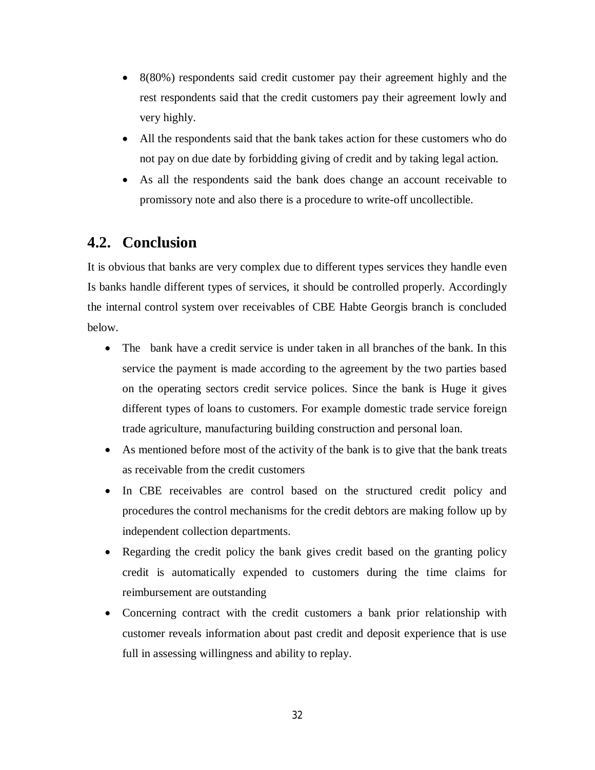- 8(80%) respondents said credit customer pay their agreement highly and the rest respondents said that the credit customers pay their agreement lowly and very highly.
- All the respondents said that the bank takes action for these customers who do not pay on due date by forbidding giving of credit and by taking legal action.
- As all the respondents said the bank does change an account receivable to promissory note and also there is a procedure to write-off uncollectible.

## 4.2. Conclusion

It is obvious that banks are very complex due to different types services they handle even Is banks handle different types of services, it should be controlled properly. Accordingly the internal control system over receivables of CBE Habte Georgis branch is concluded below.

- The bank have a credit service is under taken in all branches of the bank. In this service the payment is made according to the agreement by the two parties based on the operating sectors credit service polices. Since the bank is Huge it gives different types of loans to customers. For example domestic trade service foreign trade agriculture, manufacturing building construction and personal loan.
- As mentioned before most of the activity of the bank is to give that the bank treats as receivable from the credit customers
- In CBE receivables are control based on the structured credit policy and procedures the control mechanisms for the credit debtors are making follow up by independent collection departments.
- Regarding the credit policy the bank gives credit based on the granting policy credit is automatically expended to customers during the time claims for reimbursement are outstanding
- Concerning contract with the credit customers a bank prior relationship with customer reveals information about past credit and deposit experience that is use full in assessing willingness and ability to replay.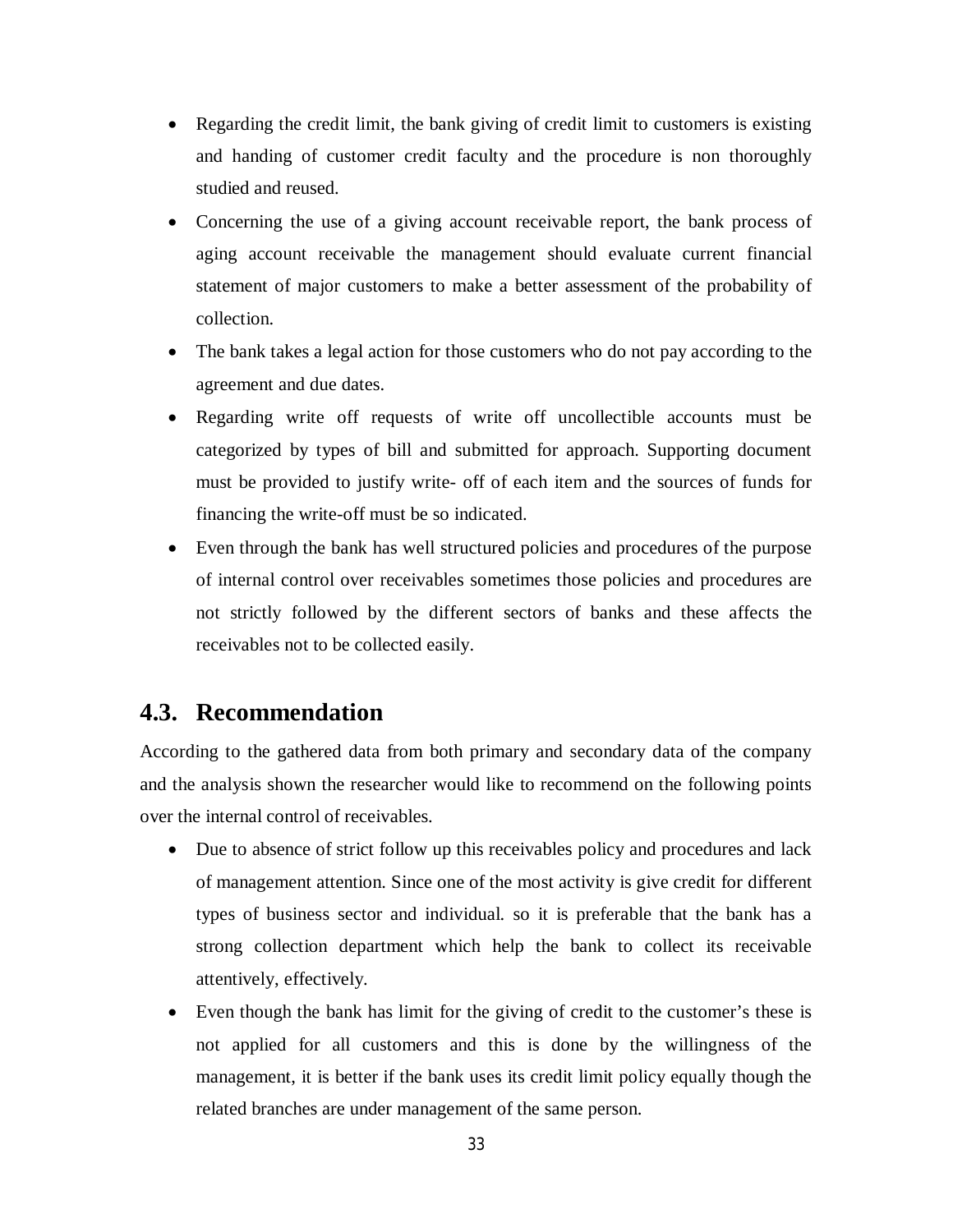- Regarding the credit limit, the bank giving of credit limit to customers is existing and handing of customer credit faculty and the procedure is non thoroughly studied and reused.
- Concerning the use of a giving account receivable report, the bank process of aging account receivable the management should evaluate current financial statement of major customers to make a better assessment of the probability of collection.
- The bank takes a legal action for those customers who do not pay according to the agreement and due dates.
- Regarding write off requests of write off uncollectible accounts must be categorized by types of bill and submitted for approach. Supporting document must be provided to justify write- off of each item and the sources of funds for financing the write-off must be so indicated.
- Even through the bank has well structured policies and procedures of the purpose of internal control over receivables sometimes those policies and procedures are not strictly followed by the different sectors of banks and these affects the receivables not to be collected easily.

## 4.3. Recommendation

According to the gathered data from both primary and secondary data of the company and the analysis shown the researcher would like to recommend on the following points over the internal control of receivables.

- Due to absence of strict follow up this receivables policy and procedures and lack of management attention. Since one of the most activity is give credit for different types of business sector and individual. so it is preferable that the bank has a strong collection department which help the bank to collect its receivable attentively, effectively.
- Even though the bank has limit for the giving of credit to the customer's these is not applied for all customers and this is done by the willingness of the management, it is better if the bank uses its credit limit policy equally though the related branches are under management of the same person.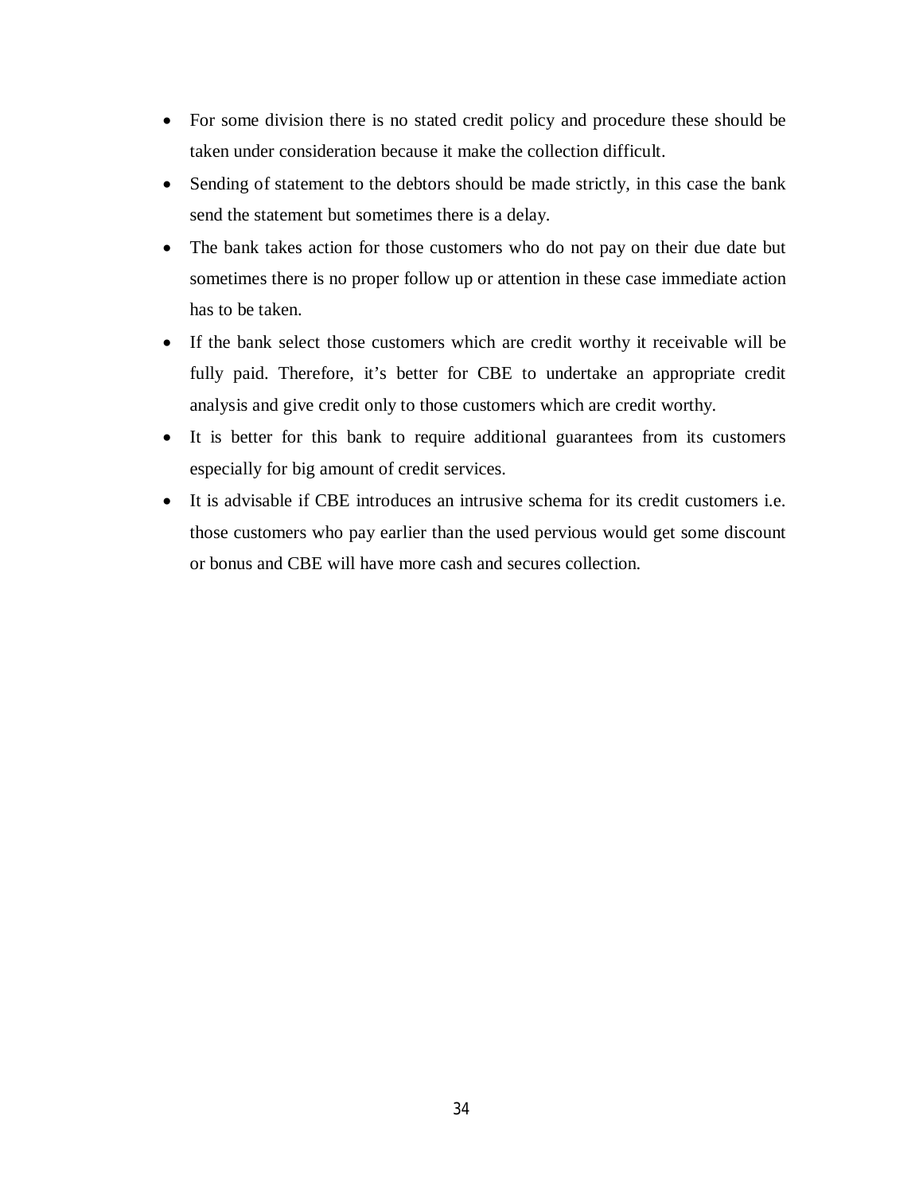- For some division there is no stated credit policy and procedure these should be taken under consideration because it make the collection difficult.
- Sending of statement to the debtors should be made strictly, in this case the bank send the statement but sometimes there is a delay.
- The bank takes action for those customers who do not pay on their due date but sometimes there is no proper follow up or attention in these case immediate action has to be taken.
- If the bank select those customers which are credit worthy it receivable will be fully paid. Therefore, it's better for CBE to undertake an appropriate credit analysis and give credit only to those customers which are credit worthy.
- It is better for this bank to require additional guarantees from its customers especially for big amount of credit services.
- It is advisable if CBE introduces an intrusive schema for its credit customers i.e. those customers who pay earlier than the used pervious would get some discount or bonus and CBE will have more cash and secures collection.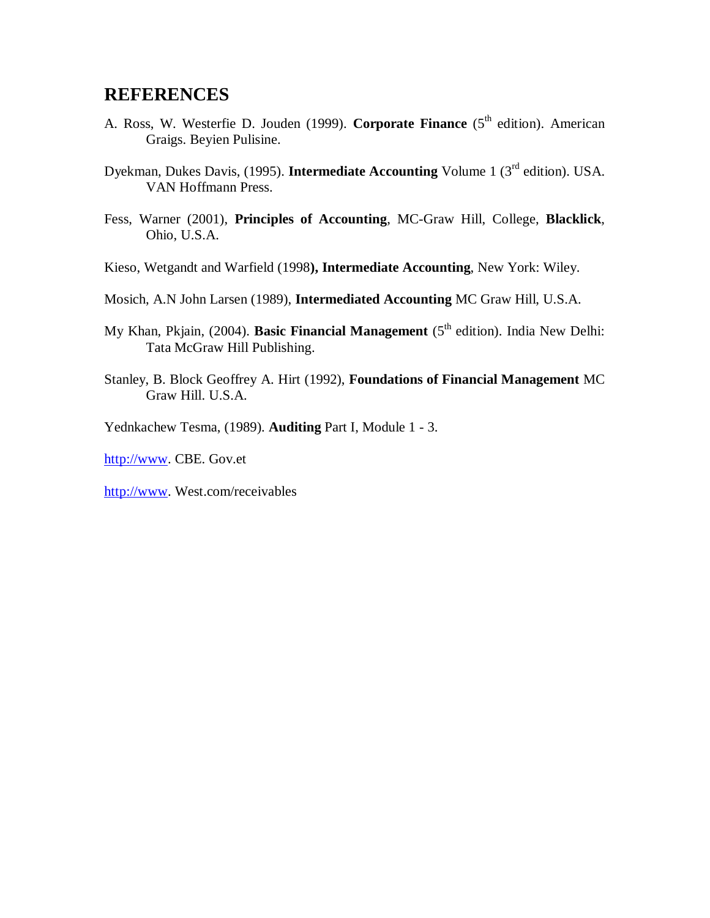# REFERENCES

A. Ross, W. Westerfie D. Jouden (1999). **Corporate Finance** (5th edition). American Graigs. Beyien Pulisine.

Dyekman, Dukes Davis, (1995). **Intermediate Accounting** Volume 1 (3rd edition). USA. VAN Hoffmann Press.

Fess, Warner (2001), **Principles of Accounting**, MC-Graw Hill, College, **Blacklick**, Ohio, U.S.A.

Kieso, Wetgandt and Warfield (1998**), Intermediate Accounting**, New York: Wiley.

Mosich, A.N John Larsen (1989), **Intermediated Accounting** MC Graw Hill, U.S.A.

My Khan, Pkjain, (2004). **Basic Financial Management** (5th edition). India New Delhi: Tata McGraw Hill Publishing.

Stanley, B. Block Geoffrey A. Hirt (1992), **Foundations of Financial Management** MC Graw Hill. U.S.A.

Yednkachew Tesma, (1989). **Auditing** Part I, Module 1 - 3.

http://www. CBE. Gov.et

http://www. West.com/receivables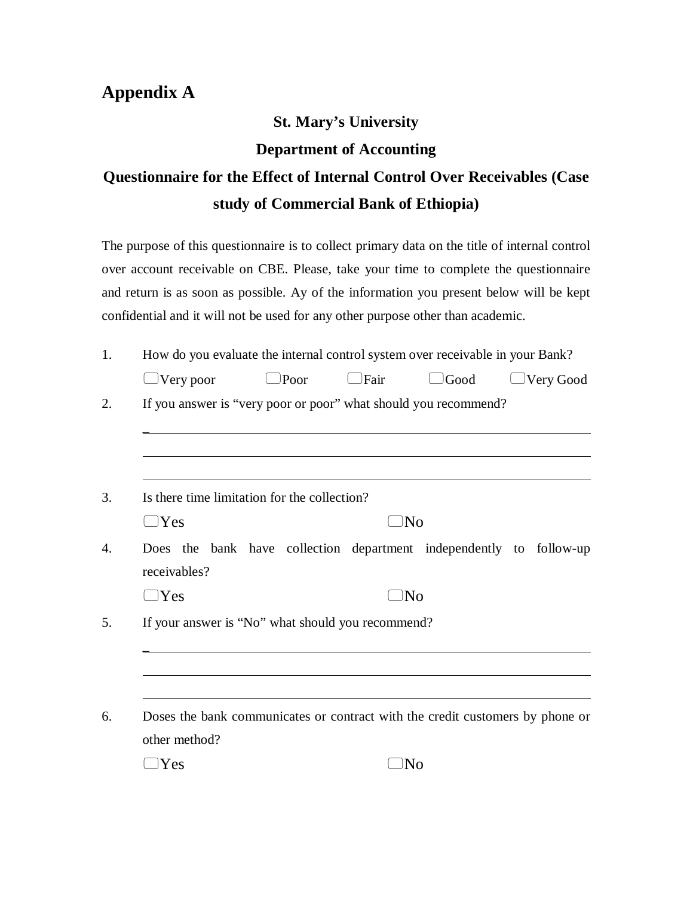# Appendix A

**St. Mary's University**

**Department of Accounting**

**Questionnaire for the Effect of Internal Control Over Receivables (Case study of Commercial Bank of Ethiopia)**

The purpose of this questionnaire is to collect primary data on the title of internal control over account receivable on CBE. Please, take your time to complete the questionnaire and return is as soon as possible. Ay of the information you present below will be kept confidential and it will not be used for any other purpose other than academic.

1. How do you evaluate the internal control system over receivable in your Bank?

   ☐Very poor ☐Poor ☐Fair ☐Good ☐Very Good

2. If you answer is "very poor or poor" what should you recommend?

   \_\_\_\_\_\_\_\_\_\_\_\_\_\_\_\_\_\_\_\_\_\_\_\_\_\_\_\_\_\_\_\_\_\_\_\_\_\_\_\_\_\_\_\_\_\_\_\_\_\_\_\_\_\_\_\_\_\_\_\_

   \_\_\_\_\_\_\_\_\_\_\_\_\_\_\_\_\_\_\_\_\_\_\_\_\_\_\_\_\_\_\_\_\_\_\_\_\_\_\_\_\_\_\_\_\_\_\_\_\_\_\_\_\_\_\_\_\_\_\_\_

   \_\_\_\_\_\_\_\_\_\_\_\_\_\_\_\_\_\_\_\_\_\_\_\_\_\_\_\_\_\_\_\_\_\_\_\_\_\_\_\_\_\_\_\_\_\_\_\_\_\_\_\_\_\_\_\_\_\_\_\_

3. Is there time limitation for the collection?

   ☐Yes ☐No

4. Does the bank have collection department independently to follow-up receivables?

   ☐Yes ☐No

5. If your answer is "No" what should you recommend?

   \_\_\_\_\_\_\_\_\_\_\_\_\_\_\_\_\_\_\_\_\_\_\_\_\_\_\_\_\_\_\_\_\_\_\_\_\_\_\_\_\_\_\_\_\_\_\_\_\_\_\_\_\_\_\_\_\_\_\_\_

   \_\_\_\_\_\_\_\_\_\_\_\_\_\_\_\_\_\_\_\_\_\_\_\_\_\_\_\_\_\_\_\_\_\_\_\_\_\_\_\_\_\_\_\_\_\_\_\_\_\_\_\_\_\_\_\_\_\_\_\_

   \_\_\_\_\_\_\_\_\_\_\_\_\_\_\_\_\_\_\_\_\_\_\_\_\_\_\_\_\_\_\_\_\_\_\_\_\_\_\_\_\_\_\_\_\_\_\_\_\_\_\_\_\_\_\_\_\_\_\_\_

6. Doses the bank communicates or contract with the credit customers by phone or other method?

   ☐Yes ☐No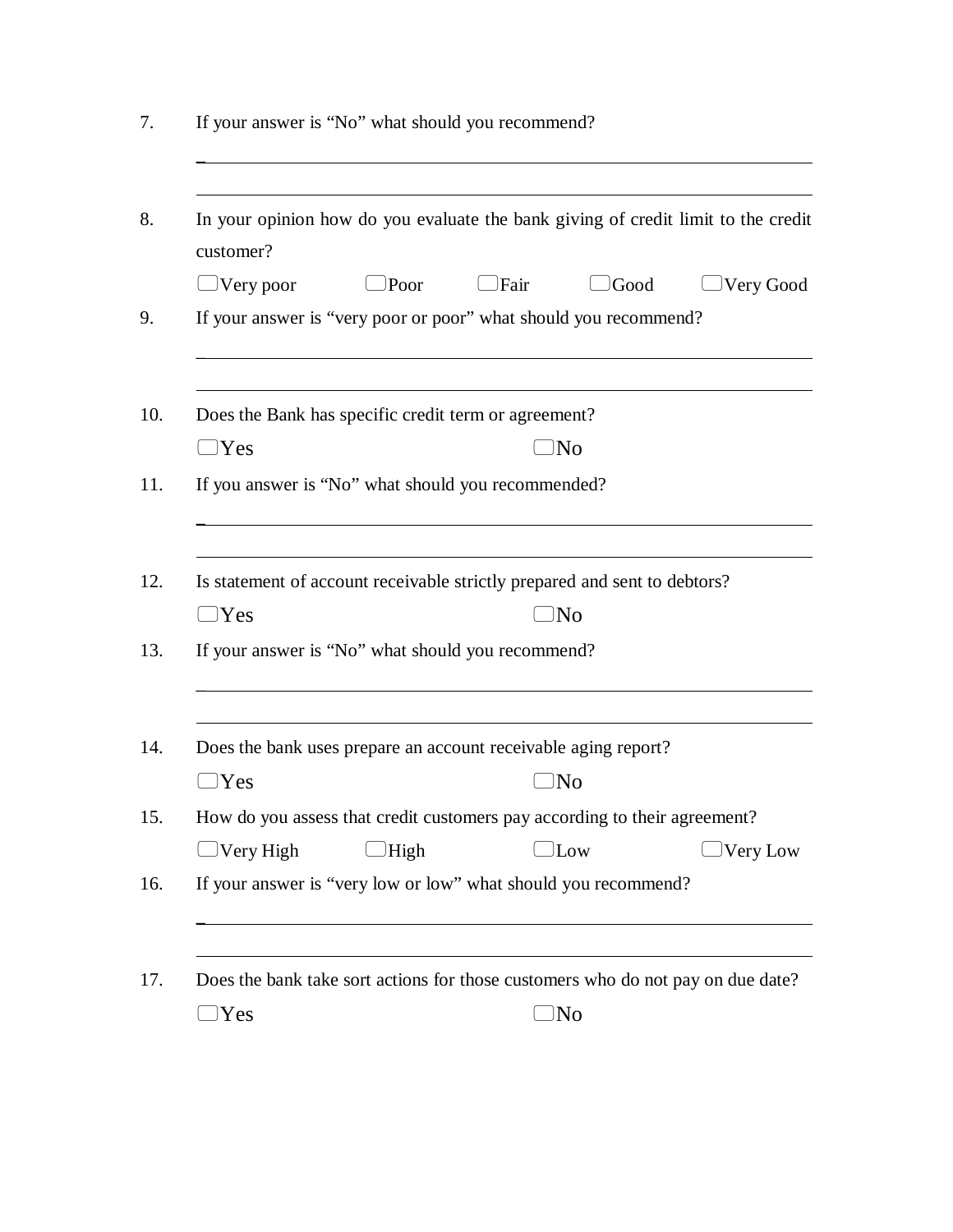7. If your answer is "No" what should you recommend?

_______________________________________________________________

_______________________________________________________________

8. In your opinion how do you evaluate the bank giving of credit limit to the credit customer?

   ☐Very poor ☐Poor ☐Fair ☐Good ☐Very Good

9. If your answer is "very poor or poor" what should you recommend?

_______________________________________________________________

_______________________________________________________________

10. Does the Bank has specific credit term or agreement?

    ☐Yes ☐No

11. If you answer is "No" what should you recommended?

_______________________________________________________________

_______________________________________________________________

12. Is statement of account receivable strictly prepared and sent to debtors?

    ☐Yes ☐No

13. If your answer is "No" what should you recommend?

_______________________________________________________________

_______________________________________________________________

14. Does the bank uses prepare an account receivable aging report?

    ☐Yes ☐No

15. How do you assess that credit customers pay according to their agreement?

    ☐Very High ☐High ☐Low ☐Very Low

16. If your answer is "very low or low" what should you recommend?

_______________________________________________________________

_______________________________________________________________

17. Does the bank take sort actions for those customers who do not pay on due date?

    ☐Yes ☐No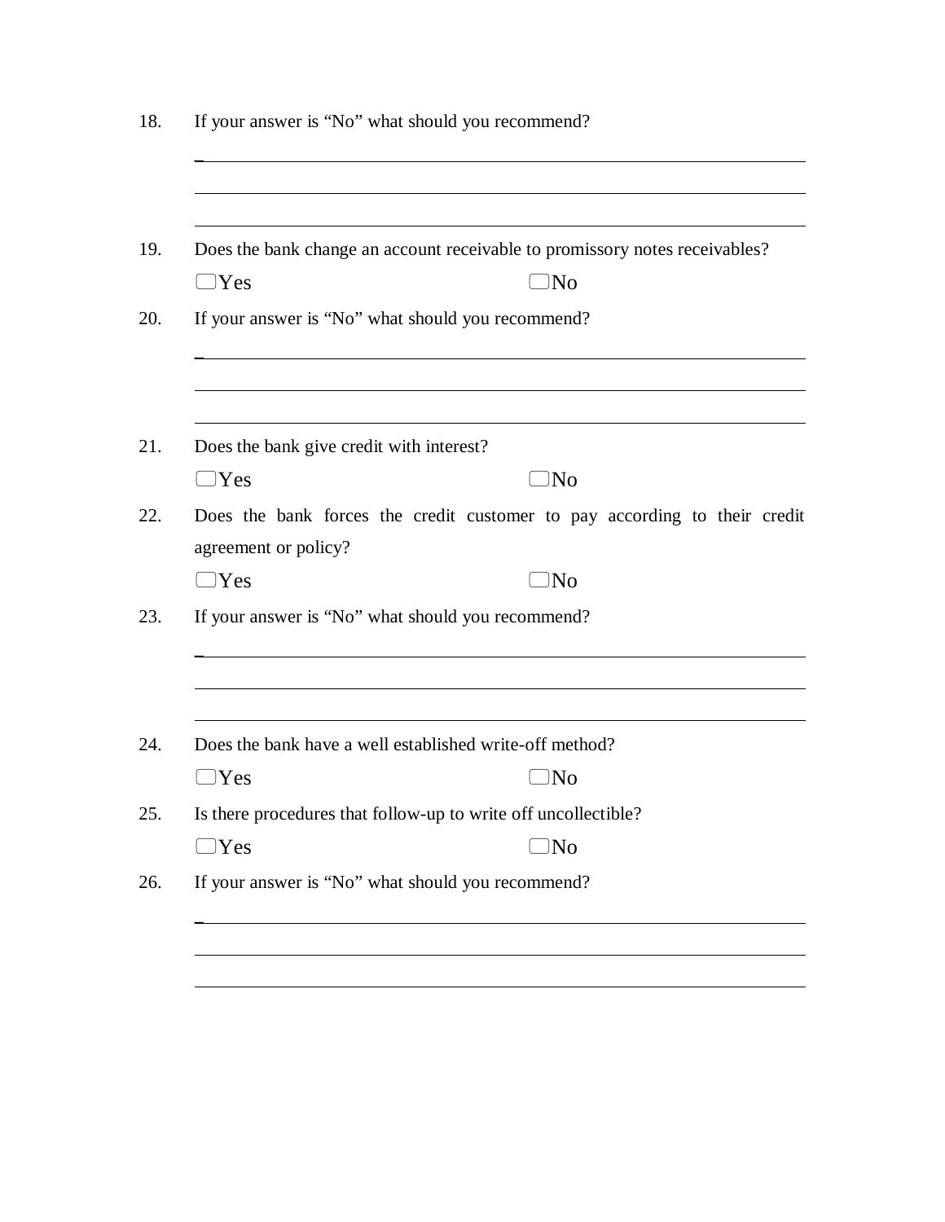18. If your answer is "No" what should you recommend?

_______________________________________________________________

_______________________________________________________________

_______________________________________________________________

19. Does the bank change an account receivable to promissory notes receivables?

    ☐Yes ☐No

20. If your answer is "No" what should you recommend?

_______________________________________________________________

_______________________________________________________________

_______________________________________________________________

21. Does the bank give credit with interest?

    ☐Yes ☐No

22. Does the bank forces the credit customer to pay according to their credit agreement or policy?

    ☐Yes ☐No

23. If your answer is "No" what should you recommend?

_______________________________________________________________

_______________________________________________________________

_______________________________________________________________

24. Does the bank have a well established write-off method?

    ☐Yes ☐No

25. Is there procedures that follow-up to write off uncollectible?

    ☐Yes ☐No

26. If your answer is "No" what should you recommend?

_______________________________________________________________

_______________________________________________________________

_______________________________________________________________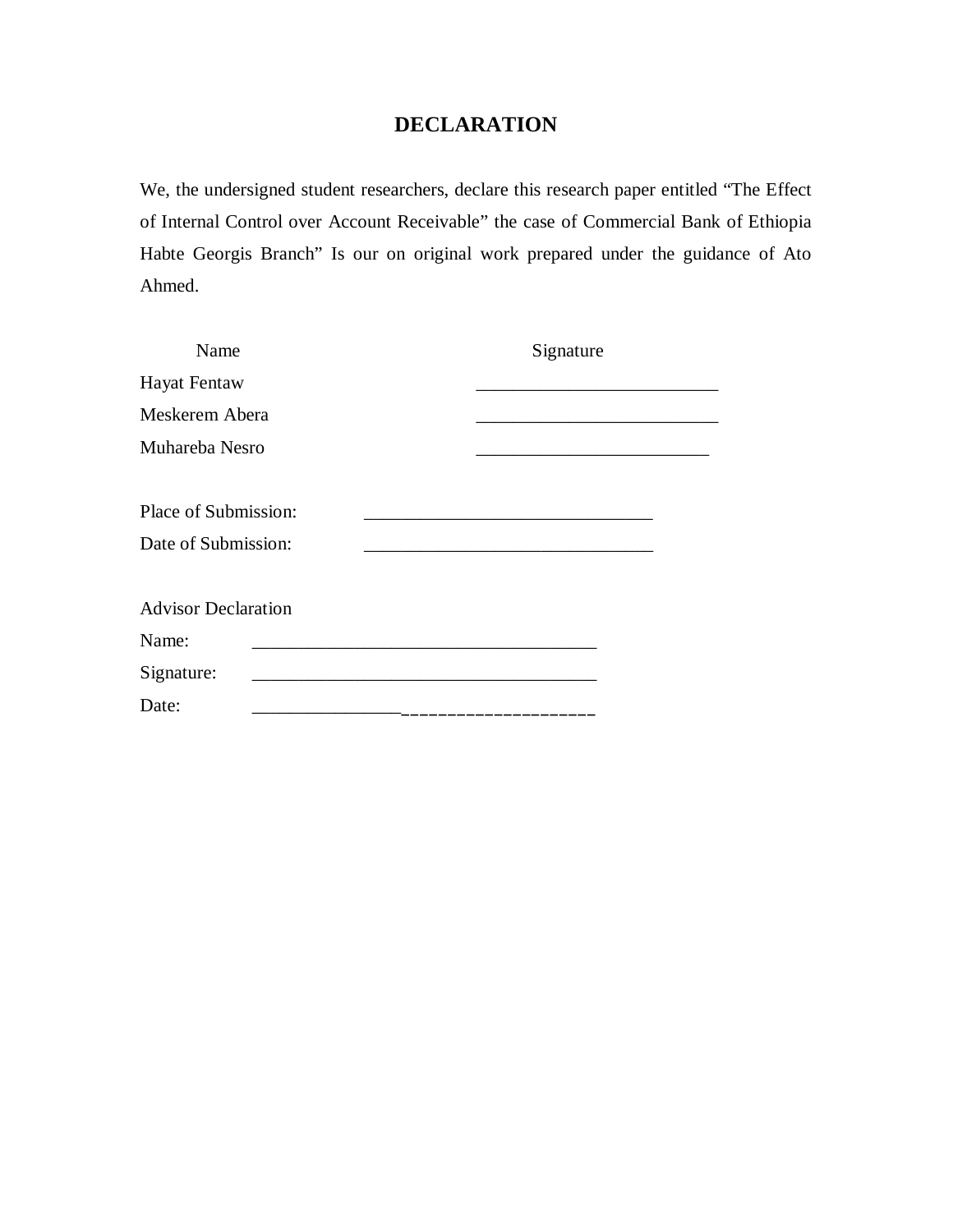# DECLARATION

We, the undersigned student researchers, declare this research paper entitled "The Effect of Internal Control over Account Receivable" the case of Commercial Bank of Ethiopia Habte Georgis Branch" Is our on original work prepared under the guidance of Ato Ahmed.

| Name | Signature |
|---|---|
| Hayat Fentaw | __________________________ |
| Meskerem Abera | __________________________ |
| Muhareba Nesro | _________________________ |

Place of Submission: _______________________________

Date of Submission: _______________________________

Advisor Declaration

Name: _____________________________________

Signature: _____________________________________

Date: _____________________________________